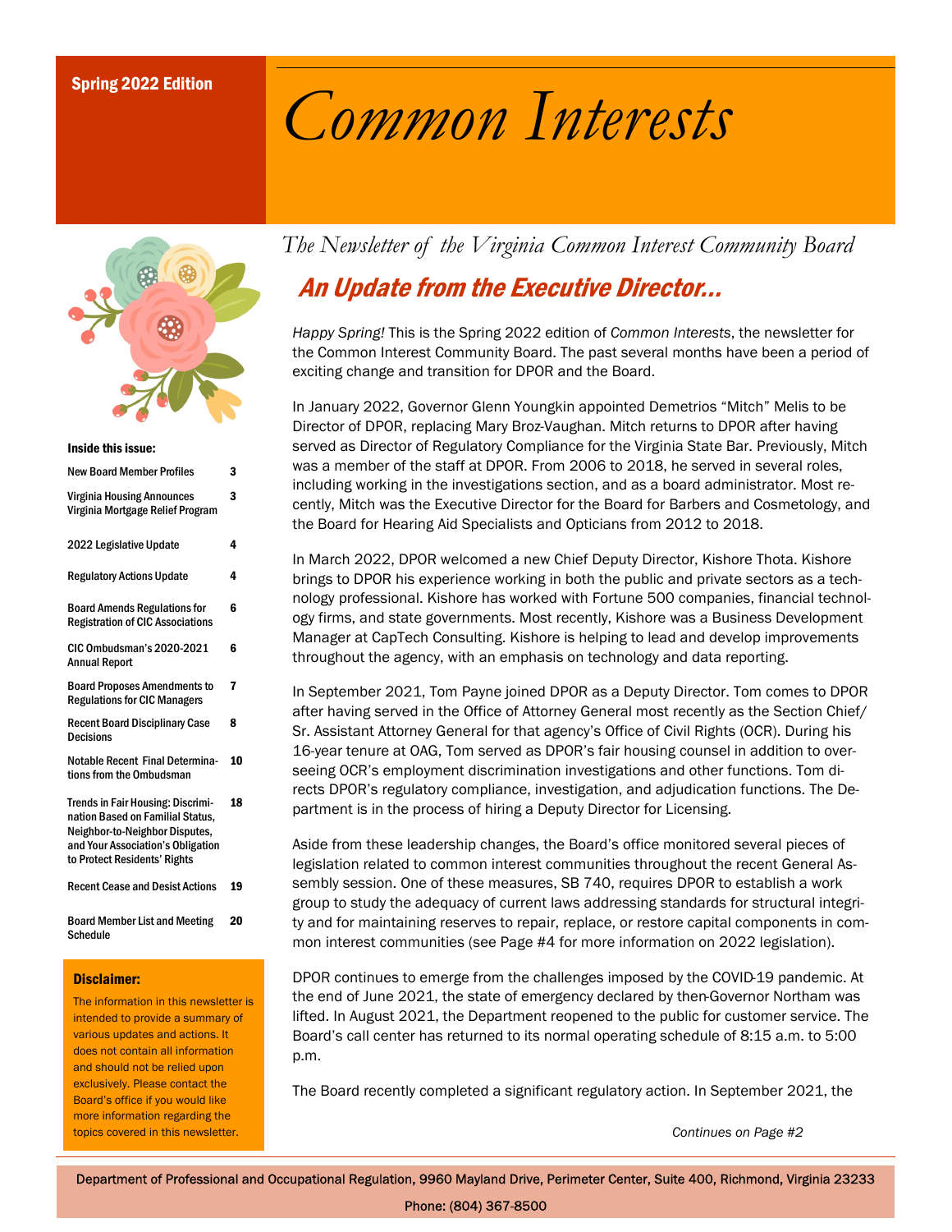Spring 2022 Edition

# *Common Interests*

*The Newsletter of the Virginia Common Interest Community Board*

## An Update from the Executive Director…

*Happy Spring!* This is the Spring 2022 edition of *Common Interests*, the newsletter for the Common Interest Community Board. The past several months have been a period of exciting change and transition for DPOR and the Board.

In January 2022, Governor Glenn Youngkin appointed Demetrios "Mitch" Melis to be Director of DPOR, replacing Mary Broz-Vaughan. Mitch returns to DPOR after having served as Director of Regulatory Compliance for the Virginia State Bar. Previously, Mitch was a member of the staff at DPOR. From 2006 to 2018, he served in several roles, including working in the investigations section, and as a board administrator. Most recently, Mitch was the Executive Director for the Board for Barbers and Cosmetology, and the Board for Hearing Aid Specialists and Opticians from 2012 to 2018.

In March 2022, DPOR welcomed a new Chief Deputy Director, Kishore Thota. Kishore brings to DPOR his experience working in both the public and private sectors as a technology professional. Kishore has worked with Fortune 500 companies, financial technology firms, and state governments. Most recently, Kishore was a Business Development Manager at CapTech Consulting. Kishore is helping to lead and develop improvements throughout the agency, with an emphasis on technology and data reporting.

In September 2021, Tom Payne joined DPOR as a Deputy Director. Tom comes to DPOR after having served in the Office of Attorney General most recently as the Section Chief/ Sr. Assistant Attorney General for that agency's Office of Civil Rights (OCR). During his 16-year tenure at OAG, Tom served as DPOR's fair housing counsel in addition to overseeing OCR's employment discrimination investigations and other functions. Tom directs DPOR's regulatory compliance, investigation, and adjudication functions. The Department is in the process of hiring a Deputy Director for Licensing.

Aside from these leadership changes, the Board's office monitored several pieces of legislation related to common interest communities throughout the recent General Assembly session. One of these measures, SB 740, requires DPOR to establish a work group to study the adequacy of current laws addressing standards for structural integrity and for maintaining reserves to repair, replace, or restore capital components in common interest communities (see Page #4 for more information on 2022 legislation).

DPOR continues to emerge from the challenges imposed by the COVID-19 pandemic. At the end of June 2021, the state of emergency declared by then-Governor Northam was lifted. In August 2021, the Department reopened to the public for customer service. The Board's call center has returned to its normal operating schedule of 8:15 a.m. to 5:00 p.m.

The Board recently completed a significant regulatory action. In September 2021, the

*Continues on Page #2*

**Inside this issue:**

| Topic | Page |
|---|---|
| New Board Member Profiles | 3 |
| Virginia Housing Announces Virginia Mortgage Relief Program | 3 |
| 2022 Legislative Update | 4 |
| Regulatory Actions Update | 4 |
| Board Amends Regulations for Registration of CIC Associations | 6 |
| CIC Ombudsman's 2020-2021 Annual Report | 6 |
| Board Proposes Amendments to Regulations for CIC Managers | 7 |
| Recent Board Disciplinary Case Decisions | 8 |
| Notable Recent Final Determinations from the Ombudsman | 10 |
| Trends in Fair Housing: Discrimination Based on Familial Status, Neighbor-to-Neighbor Disputes, and Your Association's Obligation to Protect Residents' Rights | 18 |
| Recent Cease and Desist Actions | 19 |
| Board Member List and Meeting Schedule | 20 |

**Disclaimer:**

The information in this newsletter is intended to provide a summary of various updates and actions. It does not contain all information and should not be relied upon exclusively. Please contact the Board's office if you would like more information regarding the topics covered in this newsletter.

Department of Professional and Occupational Regulation, 9960 Mayland Drive, Perimeter Center, Suite 400, Richmond, Virginia 23233

Phone: (804) 367-8500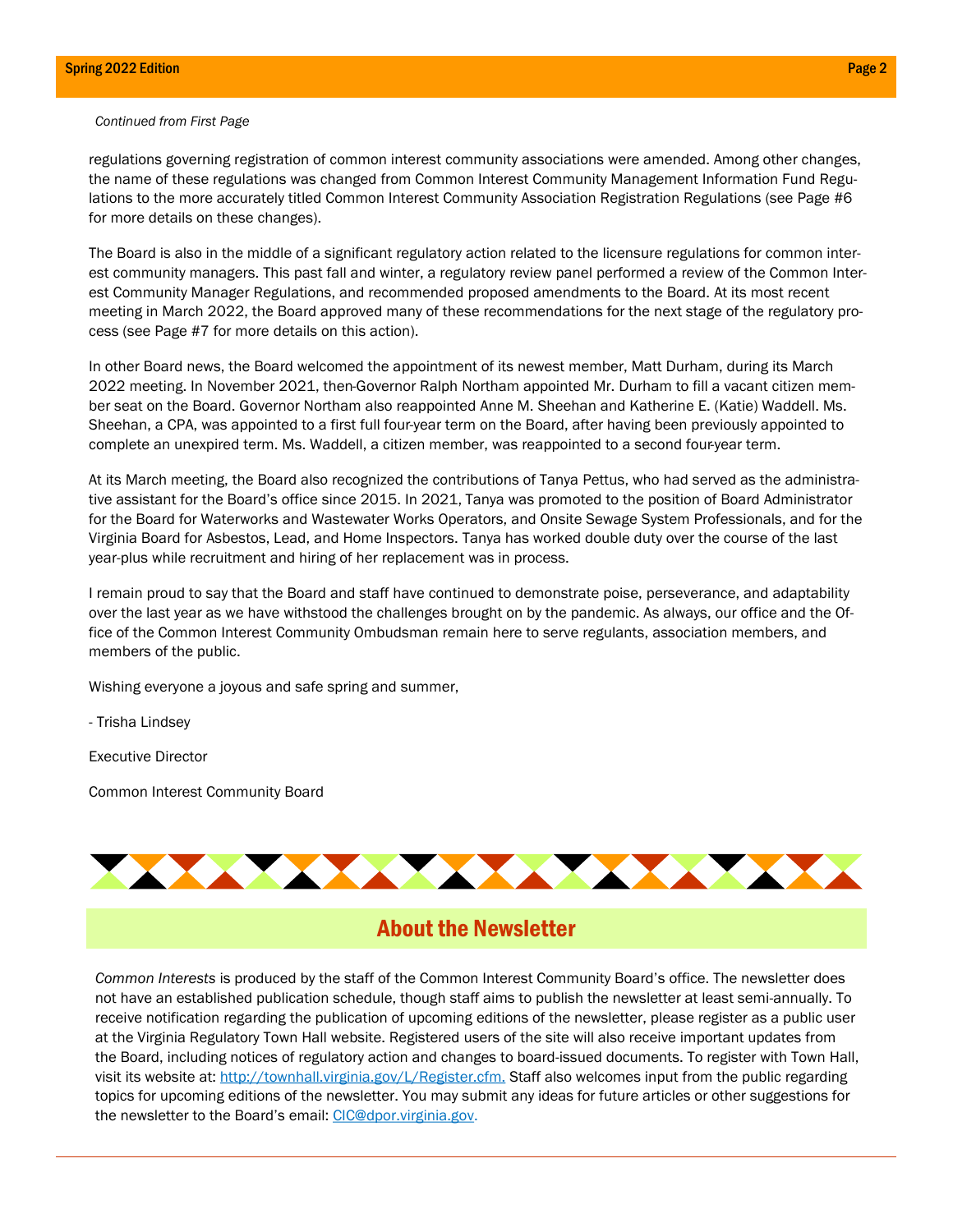*Continued from First Page*

regulations governing registration of common interest community associations were amended. Among other changes, the name of these regulations was changed from Common Interest Community Management Information Fund Regulations to the more accurately titled Common Interest Community Association Registration Regulations (see Page #6 for more details on these changes).

The Board is also in the middle of a significant regulatory action related to the licensure regulations for common interest community managers. This past fall and winter, a regulatory review panel performed a review of the Common Interest Community Manager Regulations, and recommended proposed amendments to the Board. At its most recent meeting in March 2022, the Board approved many of these recommendations for the next stage of the regulatory process (see Page #7 for more details on this action).

In other Board news, the Board welcomed the appointment of its newest member, Matt Durham, during its March 2022 meeting. In November 2021, then-Governor Ralph Northam appointed Mr. Durham to fill a vacant citizen member seat on the Board. Governor Northam also reappointed Anne M. Sheehan and Katherine E. (Katie) Waddell. Ms. Sheehan, a CPA, was appointed to a first full four-year term on the Board, after having been previously appointed to complete an unexpired term. Ms. Waddell, a citizen member, was reappointed to a second four-year term.

At its March meeting, the Board also recognized the contributions of Tanya Pettus, who had served as the administrative assistant for the Board's office since 2015. In 2021, Tanya was promoted to the position of Board Administrator for the Board for Waterworks and Wastewater Works Operators, and Onsite Sewage System Professionals, and for the Virginia Board for Asbestos, Lead, and Home Inspectors. Tanya has worked double duty over the course of the last year-plus while recruitment and hiring of her replacement was in process.

I remain proud to say that the Board and staff have continued to demonstrate poise, perseverance, and adaptability over the last year as we have withstood the challenges brought on by the pandemic. As always, our office and the Office of the Common Interest Community Ombudsman remain here to serve regulants, association members, and members of the public.

Wishing everyone a joyous and safe spring and summer,

- Trisha Lindsey

Executive Director

Common Interest Community Board

## About the Newsletter

*Common Interests* is produced by the staff of the Common Interest Community Board's office. The newsletter does not have an established publication schedule, though staff aims to publish the newsletter at least semi-annually. To receive notification regarding the publication of upcoming editions of the newsletter, please register as a public user at the Virginia Regulatory Town Hall website. Registered users of the site will also receive important updates from the Board, including notices of regulatory action and changes to board-issued documents. To register with Town Hall, visit its website at: [http://townhall.virginia.gov/L/Register.cfm.](http://townhall.virginia.gov/L/Register.cfm) Staff also welcomes input from the public regarding topics for upcoming editions of the newsletter. You may submit any ideas for future articles or other suggestions for the newsletter to the Board's email: [CIC@dpor.virginia.gov.](mailto:CIC@dpor.virginia.gov)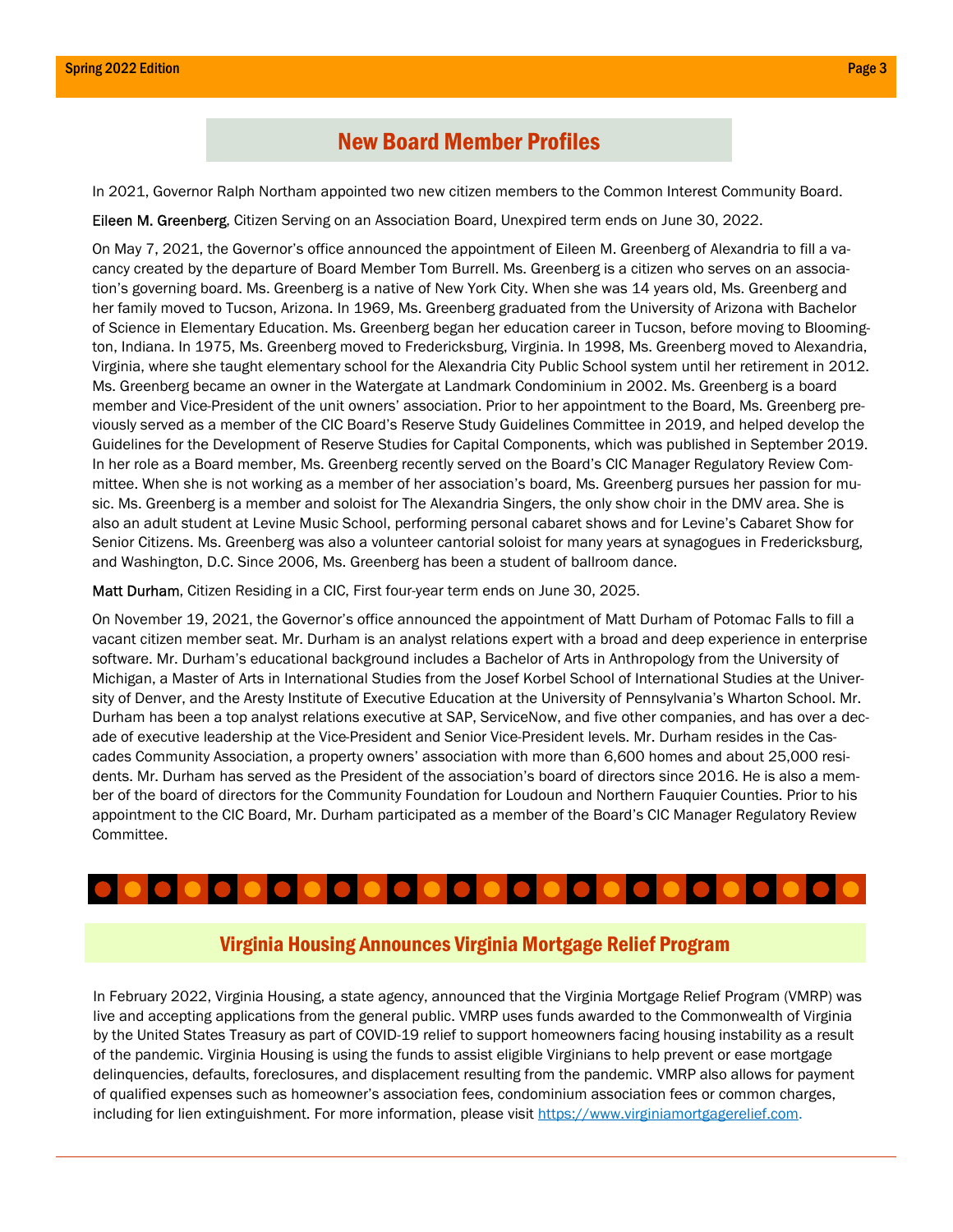## New Board Member Profiles

In 2021, Governor Ralph Northam appointed two new citizen members to the Common Interest Community Board.

Eileen M. Greenberg, Citizen Serving on an Association Board, Unexpired term ends on June 30, 2022.

On May 7, 2021, the Governor's office announced the appointment of Eileen M. Greenberg of Alexandria to fill a vacancy created by the departure of Board Member Tom Burrell. Ms. Greenberg is a citizen who serves on an association's governing board. Ms. Greenberg is a native of New York City. When she was 14 years old, Ms. Greenberg and her family moved to Tucson, Arizona. In 1969, Ms. Greenberg graduated from the University of Arizona with Bachelor of Science in Elementary Education. Ms. Greenberg began her education career in Tucson, before moving to Bloomington, Indiana. In 1975, Ms. Greenberg moved to Fredericksburg, Virginia. In 1998, Ms. Greenberg moved to Alexandria, Virginia, where she taught elementary school for the Alexandria City Public School system until her retirement in 2012. Ms. Greenberg became an owner in the Watergate at Landmark Condominium in 2002. Ms. Greenberg is a board member and Vice-President of the unit owners' association. Prior to her appointment to the Board, Ms. Greenberg previously served as a member of the CIC Board's Reserve Study Guidelines Committee in 2019, and helped develop the Guidelines for the Development of Reserve Studies for Capital Components, which was published in September 2019. In her role as a Board member, Ms. Greenberg recently served on the Board's CIC Manager Regulatory Review Committee. When she is not working as a member of her association's board, Ms. Greenberg pursues her passion for music. Ms. Greenberg is a member and soloist for The Alexandria Singers, the only show choir in the DMV area. She is also an adult student at Levine Music School, performing personal cabaret shows and for Levine's Cabaret Show for Senior Citizens. Ms. Greenberg was also a volunteer cantorial soloist for many years at synagogues in Fredericksburg, and Washington, D.C. Since 2006, Ms. Greenberg has been a student of ballroom dance.

Matt Durham, Citizen Residing in a CIC, First four-year term ends on June 30, 2025.

On November 19, 2021, the Governor's office announced the appointment of Matt Durham of Potomac Falls to fill a vacant citizen member seat. Mr. Durham is an analyst relations expert with a broad and deep experience in enterprise software. Mr. Durham's educational background includes a Bachelor of Arts in Anthropology from the University of Michigan, a Master of Arts in International Studies from the Josef Korbel School of International Studies at the University of Denver, and the Aresty Institute of Executive Education at the University of Pennsylvania's Wharton School. Mr. Durham has been a top analyst relations executive at SAP, ServiceNow, and five other companies, and has over a decade of executive leadership at the Vice-President and Senior Vice-President levels. Mr. Durham resides in the Cascades Community Association, a property owners' association with more than 6,600 homes and about 25,000 residents. Mr. Durham has served as the President of the association's board of directors since 2016. He is also a member of the board of directors for the Community Foundation for Loudoun and Northern Fauquier Counties. Prior to his appointment to the CIC Board, Mr. Durham participated as a member of the Board's CIC Manager Regulatory Review Committee.

## Virginia Housing Announces Virginia Mortgage Relief Program

In February 2022, Virginia Housing, a state agency, announced that the Virginia Mortgage Relief Program (VMRP) was live and accepting applications from the general public. VMRP uses funds awarded to the Commonwealth of Virginia by the United States Treasury as part of COVID-19 relief to support homeowners facing housing instability as a result of the pandemic. Virginia Housing is using the funds to assist eligible Virginians to help prevent or ease mortgage delinquencies, defaults, foreclosures, and displacement resulting from the pandemic. VMRP also allows for payment of qualified expenses such as homeowner's association fees, condominium association fees or common charges, including for lien extinguishment. For more information, please visit https://www.virginiamortgagerelief.com.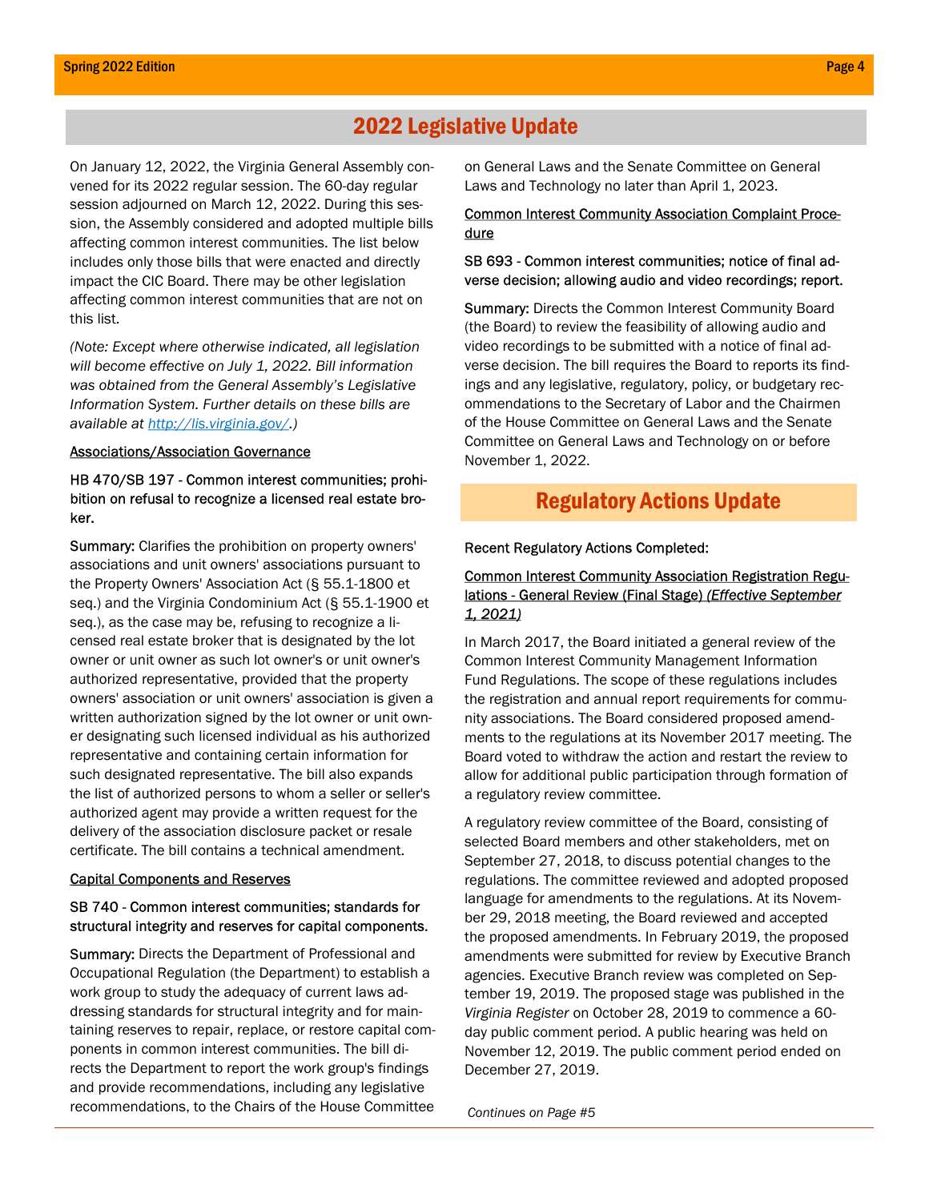## 2022 Legislative Update

On January 12, 2022, the Virginia General Assembly convened for its 2022 regular session. The 60-day regular session adjourned on March 12, 2022. During this session, the Assembly considered and adopted multiple bills affecting common interest communities. The list below includes only those bills that were enacted and directly impact the CIC Board. There may be other legislation affecting common interest communities that are not on this list.

*(Note: Except where otherwise indicated, all legislation will become effective on July 1, 2022. Bill information was obtained from the General Assembly's Legislative Information System. Further details on these bills are available at [http://lis.virginia.gov/](http://lis.virginia.gov/).)*

<u>Associations/Association Governance</u>

**HB 470/SB 197 - Common interest communities; prohibition on refusal to recognize a licensed real estate broker.**

Summary: Clarifies the prohibition on property owners' associations and unit owners' associations pursuant to the Property Owners' Association Act (§ 55.1-1800 et seq.) and the Virginia Condominium Act (§ 55.1-1900 et seq.), as the case may be, refusing to recognize a licensed real estate broker that is designated by the lot owner or unit owner as such lot owner's or unit owner's authorized representative, provided that the property owners' association or unit owners' association is given a written authorization signed by the lot owner or unit owner designating such licensed individual as his authorized representative and containing certain information for such designated representative. The bill also expands the list of authorized persons to whom a seller or seller's authorized agent may provide a written request for the delivery of the association disclosure packet or resale certificate. The bill contains a technical amendment.

<u>Capital Components and Reserves</u>

**SB 740 - Common interest communities; standards for structural integrity and reserves for capital components.**

Summary: Directs the Department of Professional and Occupational Regulation (the Department) to establish a work group to study the adequacy of current laws addressing standards for structural integrity and for maintaining reserves to repair, replace, or restore capital components in common interest communities. The bill directs the Department to report the work group's findings and provide recommendations, including any legislative recommendations, to the Chairs of the House Committee on General Laws and the Senate Committee on General Laws and Technology no later than April 1, 2023.

<u>Common Interest Community Association Complaint Procedure</u>

**SB 693 - Common interest communities; notice of final adverse decision; allowing audio and video recordings; report.**

Summary: Directs the Common Interest Community Board (the Board) to review the feasibility of allowing audio and video recordings to be submitted with a notice of final adverse decision. The bill requires the Board to reports its findings and any legislative, regulatory, policy, or budgetary recommendations to the Secretary of Labor and the Chairmen of the House Committee on General Laws and the Senate Committee on General Laws and Technology on or before November 1, 2022.

## Regulatory Actions Update

Recent Regulatory Actions Completed:

<u>Common Interest Community Association Registration Regulations - General Review (Final Stage) *(Effective September 1, 2021)*</u>

In March 2017, the Board initiated a general review of the Common Interest Community Management Information Fund Regulations. The scope of these regulations includes the registration and annual report requirements for community associations. The Board considered proposed amendments to the regulations at its November 2017 meeting. The Board voted to withdraw the action and restart the review to allow for additional public participation through formation of a regulatory review committee.

A regulatory review committee of the Board, consisting of selected Board members and other stakeholders, met on September 27, 2018, to discuss potential changes to the regulations. The committee reviewed and adopted proposed language for amendments to the regulations. At its November 29, 2018 meeting, the Board reviewed and accepted the proposed amendments. In February 2019, the proposed amendments were submitted for review by Executive Branch agencies. Executive Branch review was completed on September 19, 2019. The proposed stage was published in the *Virginia Register* on October 28, 2019 to commence a 60-day public comment period. A public hearing was held on November 12, 2019. The public comment period ended on December 27, 2019.

*Continues on Page #5*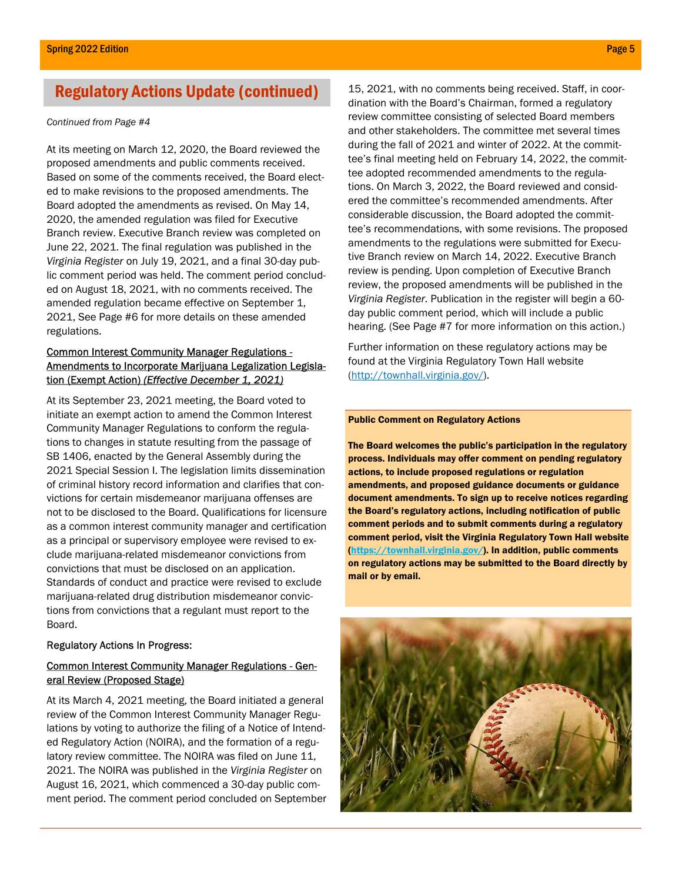## Regulatory Actions Update (continued)

*Continued from Page #4*

At its meeting on March 12, 2020, the Board reviewed the proposed amendments and public comments received. Based on some of the comments received, the Board elected to make revisions to the proposed amendments. The Board adopted the amendments as revised. On May 14, 2020, the amended regulation was filed for Executive Branch review. Executive Branch review was completed on June 22, 2021. The final regulation was published in the *Virginia Register* on July 19, 2021, and a final 30-day public comment period was held. The comment period concluded on August 18, 2021, with no comments received. The amended regulation became effective on September 1, 2021, See Page #6 for more details on these amended regulations.

Common Interest Community Manager Regulations - Amendments to Incorporate Marijuana Legalization Legislation (Exempt Action) *(Effective December 1, 2021)*

At its September 23, 2021 meeting, the Board voted to initiate an exempt action to amend the Common Interest Community Manager Regulations to conform the regulations to changes in statute resulting from the passage of SB 1406, enacted by the General Assembly during the 2021 Special Session I. The legislation limits dissemination of criminal history record information and clarifies that convictions for certain misdemeanor marijuana offenses are not to be disclosed to the Board. Qualifications for licensure as a common interest community manager and certification as a principal or supervisory employee were revised to exclude marijuana-related misdemeanor convictions from convictions that must be disclosed on an application. Standards of conduct and practice were revised to exclude marijuana-related drug distribution misdemeanor convictions from convictions that a regulant must report to the Board.

Regulatory Actions In Progress:

Common Interest Community Manager Regulations - General Review (Proposed Stage)

At its March 4, 2021 meeting, the Board initiated a general review of the Common Interest Community Manager Regulations by voting to authorize the filing of a Notice of Intended Regulatory Action (NOIRA), and the formation of a regulatory review committee. The NOIRA was filed on June 11, 2021. The NOIRA was published in the *Virginia Register* on August 16, 2021, which commenced a 30-day public comment period. The comment period concluded on September 15, 2021, with no comments being received. Staff, in coordination with the Board's Chairman, formed a regulatory review committee consisting of selected Board members and other stakeholders. The committee met several times during the fall of 2021 and winter of 2022. At the committee's final meeting held on February 14, 2022, the committee adopted recommended amendments to the regulations. On March 3, 2022, the Board reviewed and considered the committee's recommended amendments. After considerable discussion, the Board adopted the committee's recommendations, with some revisions. The proposed amendments to the regulations were submitted for Executive Branch review on March 14, 2022. Executive Branch review is pending. Upon completion of Executive Branch review, the proposed amendments will be published in the *Virginia Register*. Publication in the register will begin a 60-day public comment period, which will include a public hearing. (See Page #7 for more information on this action.)

Further information on these regulatory actions may be found at the Virginia Regulatory Town Hall website (http://townhall.virginia.gov/).

**Public Comment on Regulatory Actions**

**The Board welcomes the public's participation in the regulatory process. Individuals may offer comment on pending regulatory actions, to include proposed regulations or regulation amendments, and proposed guidance documents or guidance document amendments. To sign up to receive notices regarding the Board's regulatory actions, including notification of public comment periods and to submit comments during a regulatory comment period, visit the Virginia Regulatory Town Hall website (https://townhall.virginia.gov/). In addition, public comments on regulatory actions may be submitted to the Board directly by mail or by email.**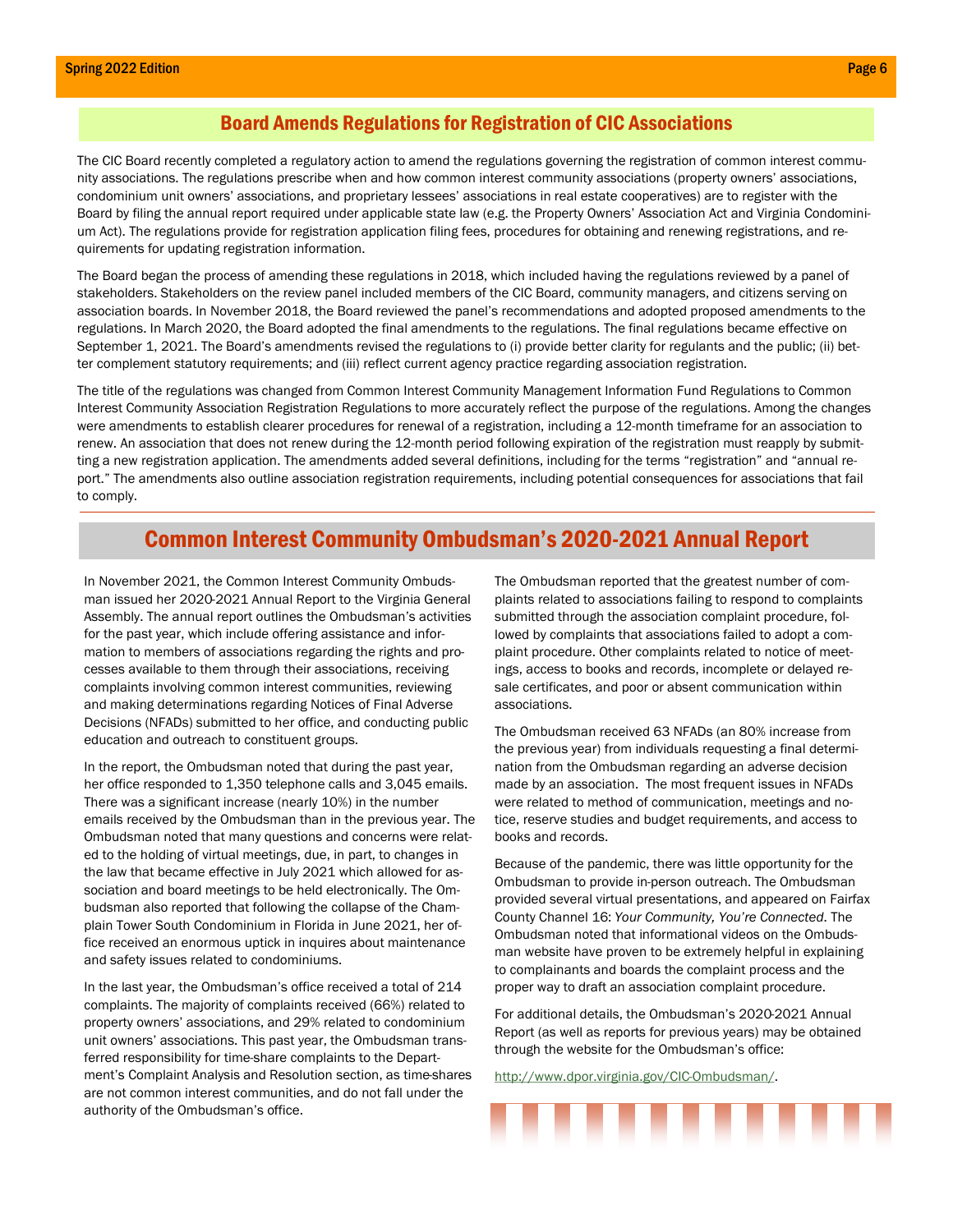## Board Amends Regulations for Registration of CIC Associations

The CIC Board recently completed a regulatory action to amend the regulations governing the registration of common interest community associations. The regulations prescribe when and how common interest community associations (property owners' associations, condominium unit owners' associations, and proprietary lessees' associations in real estate cooperatives) are to register with the Board by filing the annual report required under applicable state law (e.g. the Property Owners' Association Act and Virginia Condominium Act). The regulations provide for registration application filing fees, procedures for obtaining and renewing registrations, and requirements for updating registration information.

The Board began the process of amending these regulations in 2018, which included having the regulations reviewed by a panel of stakeholders. Stakeholders on the review panel included members of the CIC Board, community managers, and citizens serving on association boards. In November 2018, the Board reviewed the panel's recommendations and adopted proposed amendments to the regulations. In March 2020, the Board adopted the final amendments to the regulations. The final regulations became effective on September 1, 2021. The Board's amendments revised the regulations to (i) provide better clarity for regulants and the public; (ii) better complement statutory requirements; and (iii) reflect current agency practice regarding association registration.

The title of the regulations was changed from Common Interest Community Management Information Fund Regulations to Common Interest Community Association Registration Regulations to more accurately reflect the purpose of the regulations. Among the changes were amendments to establish clearer procedures for renewal of a registration, including a 12-month timeframe for an association to renew. An association that does not renew during the 12-month period following expiration of the registration must reapply by submitting a new registration application. The amendments added several definitions, including for the terms "registration" and "annual report." The amendments also outline association registration requirements, including potential consequences for associations that fail to comply.

## Common Interest Community Ombudsman's 2020-2021 Annual Report

In November 2021, the Common Interest Community Ombudsman issued her 2020-2021 Annual Report to the Virginia General Assembly. The annual report outlines the Ombudsman's activities for the past year, which include offering assistance and information to members of associations regarding the rights and processes available to them through their associations, receiving complaints involving common interest communities, reviewing and making determinations regarding Notices of Final Adverse Decisions (NFADs) submitted to her office, and conducting public education and outreach to constituent groups.

In the report, the Ombudsman noted that during the past year, her office responded to 1,350 telephone calls and 3,045 emails. There was a significant increase (nearly 10%) in the number emails received by the Ombudsman than in the previous year. The Ombudsman noted that many questions and concerns were related to the holding of virtual meetings, due, in part, to changes in the law that became effective in July 2021 which allowed for association and board meetings to be held electronically. The Ombudsman also reported that following the collapse of the Champlain Tower South Condominium in Florida in June 2021, her office received an enormous uptick in inquires about maintenance and safety issues related to condominiums.

In the last year, the Ombudsman's office received a total of 214 complaints. The majority of complaints received (66%) related to property owners' associations, and 29% related to condominium unit owners' associations. This past year, the Ombudsman transferred responsibility for time-share complaints to the Department's Complaint Analysis and Resolution section, as time-shares are not common interest communities, and do not fall under the authority of the Ombudsman's office.

The Ombudsman reported that the greatest number of complaints related to associations failing to respond to complaints submitted through the association complaint procedure, followed by complaints that associations failed to adopt a complaint procedure. Other complaints related to notice of meetings, access to books and records, incomplete or delayed resale certificates, and poor or absent communication within associations.

The Ombudsman received 63 NFADs (an 80% increase from the previous year) from individuals requesting a final determination from the Ombudsman regarding an adverse decision made by an association. The most frequent issues in NFADs were related to method of communication, meetings and notice, reserve studies and budget requirements, and access to books and records.

Because of the pandemic, there was little opportunity for the Ombudsman to provide in-person outreach. The Ombudsman provided several virtual presentations, and appeared on Fairfax County Channel 16: *Your Community, You're Connected*. The Ombudsman noted that informational videos on the Ombudsman website have proven to be extremely helpful in explaining to complainants and boards the complaint process and the proper way to draft an association complaint procedure.

For additional details, the Ombudsman's 2020-2021 Annual Report (as well as reports for previous years) may be obtained through the website for the Ombudsman's office:

http://www.dpor.virginia.gov/CIC-Ombudsman/.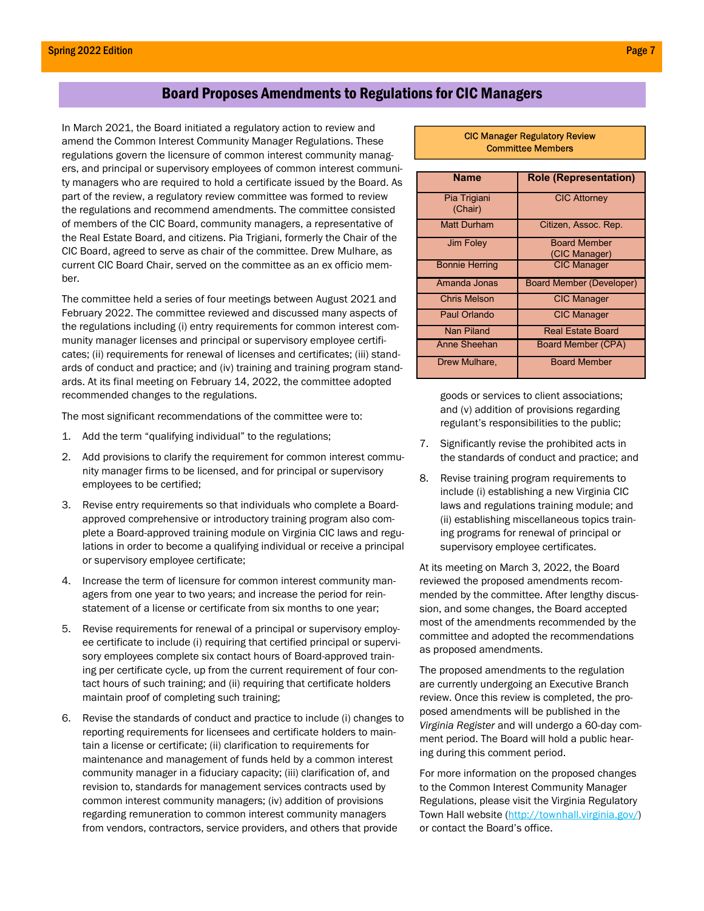## Board Proposes Amendments to Regulations for CIC Managers

In March 2021, the Board initiated a regulatory action to review and amend the Common Interest Community Manager Regulations. These regulations govern the licensure of common interest community managers, and principal or supervisory employees of common interest community managers who are required to hold a certificate issued by the Board. As part of the review, a regulatory review committee was formed to review the regulations and recommend amendments. The committee consisted of members of the CIC Board, community managers, a representative of the Real Estate Board, and citizens. Pia Trigiani, formerly the Chair of the CIC Board, agreed to serve as chair of the committee. Drew Mulhare, as current CIC Board Chair, served on the committee as an ex officio member.

The committee held a series of four meetings between August 2021 and February 2022. The committee reviewed and discussed many aspects of the regulations including (i) entry requirements for common interest community manager licenses and principal or supervisory employee certificates; (ii) requirements for renewal of licenses and certificates; (iii) standards of conduct and practice; and (iv) training and training program standards. At its final meeting on February 14, 2022, the committee adopted recommended changes to the regulations.

**CIC Manager Regulatory Review Committee Members**

| Name | Role (Representation) |
|---|---|
| Pia Trigiani (Chair) | CIC Attorney |
| Matt Durham | Citizen, Assoc. Rep. |
| Jim Foley | Board Member (CIC Manager) |
| Bonnie Herring | CIC Manager |
| Amanda Jonas | Board Member (Developer) |
| Chris Melson | CIC Manager |
| Paul Orlando | CIC Manager |
| Nan Piland | Real Estate Board |
| Anne Sheehan | Board Member (CPA) |
| Drew Mulhare, | Board Member |

The most significant recommendations of the committee were to:

1. Add the term "qualifying individual" to the regulations;
2. Add provisions to clarify the requirement for common interest community manager firms to be licensed, and for principal or supervisory employees to be certified;
3. Revise entry requirements so that individuals who complete a Board-approved comprehensive or introductory training program also complete a Board-approved training module on Virginia CIC laws and regulations in order to become a qualifying individual or receive a principal or supervisory employee certificate;
4. Increase the term of licensure for common interest community managers from one year to two years; and increase the period for reinstatement of a license or certificate from six months to one year;
5. Revise requirements for renewal of a principal or supervisory employee certificate to include (i) requiring that certified principal or supervisory employees complete six contact hours of Board-approved training per certificate cycle, up from the current requirement of four contact hours of such training; and (ii) requiring that certificate holders maintain proof of completing such training;
6. Revise the standards of conduct and practice to include (i) changes to reporting requirements for licensees and certificate holders to maintain a license or certificate; (ii) clarification to requirements for maintenance and management of funds held by a common interest community manager in a fiduciary capacity; (iii) clarification of, and revision to, standards for management services contracts used by common interest community managers; (iv) addition of provisions regarding remuneration to common interest community managers from vendors, contractors, service providers, and others that provide goods or services to client associations; and (v) addition of provisions regarding regulant's responsibilities to the public;
7. Significantly revise the prohibited acts in the standards of conduct and practice; and
8. Revise training program requirements to include (i) establishing a new Virginia CIC laws and regulations training module; and (ii) establishing miscellaneous topics training programs for renewal of principal or supervisory employee certificates.

At its meeting on March 3, 2022, the Board reviewed the proposed amendments recommended by the committee. After lengthy discussion, and some changes, the Board accepted most of the amendments recommended by the committee and adopted the recommendations as proposed amendments.

The proposed amendments to the regulation are currently undergoing an Executive Branch review. Once this review is completed, the proposed amendments will be published in the *Virginia Register* and will undergo a 60-day comment period. The Board will hold a public hearing during this comment period.

For more information on the proposed changes to the Common Interest Community Manager Regulations, please visit the Virginia Regulatory Town Hall website (http://townhall.virginia.gov/) or contact the Board's office.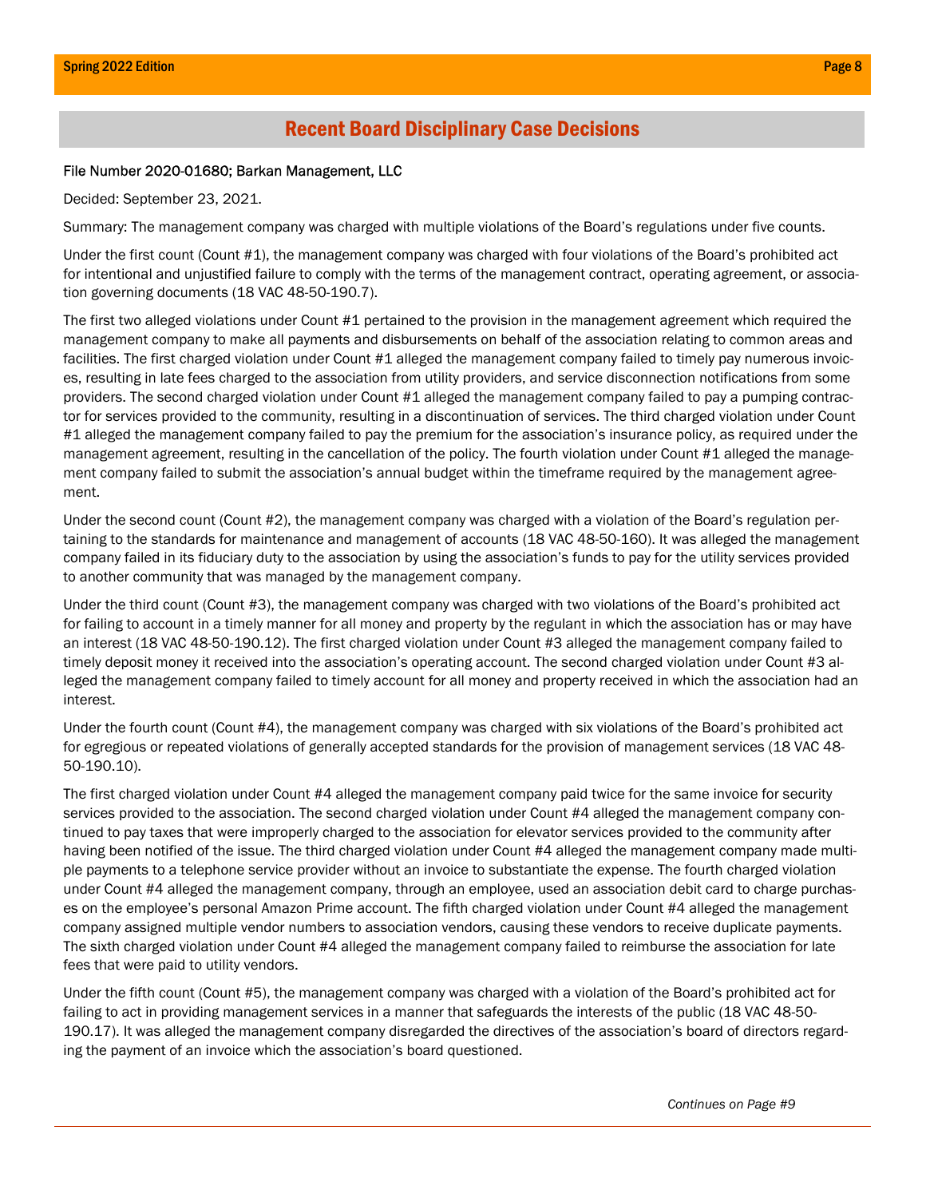## Recent Board Disciplinary Case Decisions

File Number 2020-01680; Barkan Management, LLC

Decided: September 23, 2021.

Summary: The management company was charged with multiple violations of the Board's regulations under five counts.

Under the first count (Count #1), the management company was charged with four violations of the Board's prohibited act for intentional and unjustified failure to comply with the terms of the management contract, operating agreement, or association governing documents (18 VAC 48-50-190.7).

The first two alleged violations under Count #1 pertained to the provision in the management agreement which required the management company to make all payments and disbursements on behalf of the association relating to common areas and facilities. The first charged violation under Count #1 alleged the management company failed to timely pay numerous invoices, resulting in late fees charged to the association from utility providers, and service disconnection notifications from some providers. The second charged violation under Count #1 alleged the management company failed to pay a pumping contractor for services provided to the community, resulting in a discontinuation of services. The third charged violation under Count #1 alleged the management company failed to pay the premium for the association's insurance policy, as required under the management agreement, resulting in the cancellation of the policy. The fourth violation under Count #1 alleged the management company failed to submit the association's annual budget within the timeframe required by the management agreement.

Under the second count (Count #2), the management company was charged with a violation of the Board's regulation pertaining to the standards for maintenance and management of accounts (18 VAC 48-50-160). It was alleged the management company failed in its fiduciary duty to the association by using the association's funds to pay for the utility services provided to another community that was managed by the management company.

Under the third count (Count #3), the management company was charged with two violations of the Board's prohibited act for failing to account in a timely manner for all money and property by the regulant in which the association has or may have an interest (18 VAC 48-50-190.12). The first charged violation under Count #3 alleged the management company failed to timely deposit money it received into the association's operating account. The second charged violation under Count #3 alleged the management company failed to timely account for all money and property received in which the association had an interest.

Under the fourth count (Count #4), the management company was charged with six violations of the Board's prohibited act for egregious or repeated violations of generally accepted standards for the provision of management services (18 VAC 48-50-190.10).

The first charged violation under Count #4 alleged the management company paid twice for the same invoice for security services provided to the association. The second charged violation under Count #4 alleged the management company continued to pay taxes that were improperly charged to the association for elevator services provided to the community after having been notified of the issue. The third charged violation under Count #4 alleged the management company made multiple payments to a telephone service provider without an invoice to substantiate the expense. The fourth charged violation under Count #4 alleged the management company, through an employee, used an association debit card to charge purchases on the employee's personal Amazon Prime account. The fifth charged violation under Count #4 alleged the management company assigned multiple vendor numbers to association vendors, causing these vendors to receive duplicate payments. The sixth charged violation under Count #4 alleged the management company failed to reimburse the association for late fees that were paid to utility vendors.

Under the fifth count (Count #5), the management company was charged with a violation of the Board's prohibited act for failing to act in providing management services in a manner that safeguards the interests of the public (18 VAC 48-50-190.17). It was alleged the management company disregarded the directives of the association's board of directors regarding the payment of an invoice which the association's board questioned.

*Continues on Page #9*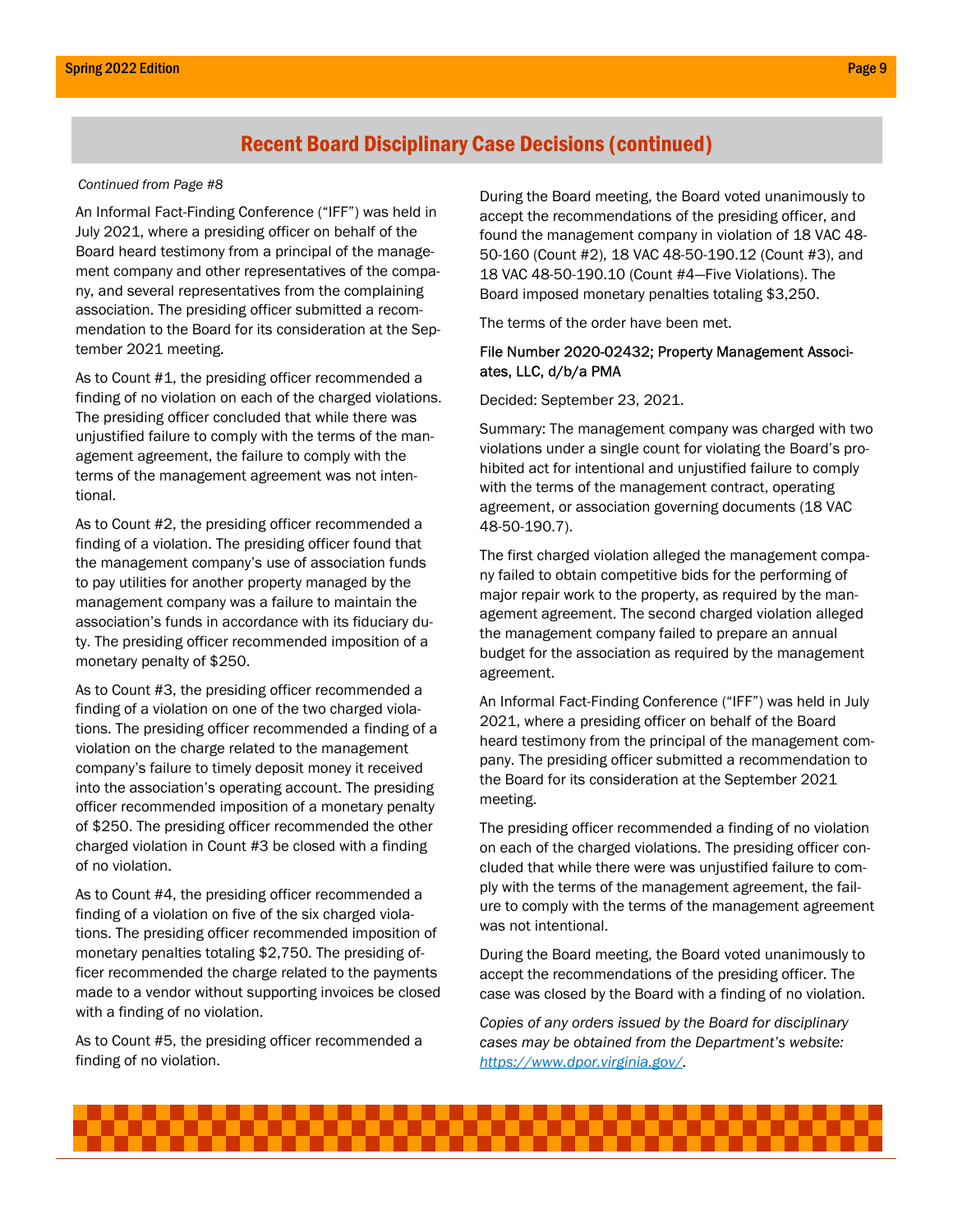## Recent Board Disciplinary Case Decisions (continued)

*Continued from Page #8*

An Informal Fact-Finding Conference ("IFF") was held in July 2021, where a presiding officer on behalf of the Board heard testimony from a principal of the management company and other representatives of the company, and several representatives from the complaining association. The presiding officer submitted a recommendation to the Board for its consideration at the September 2021 meeting.

As to Count #1, the presiding officer recommended a finding of no violation on each of the charged violations. The presiding officer concluded that while there was unjustified failure to comply with the terms of the management agreement, the failure to comply with the terms of the management agreement was not intentional.

As to Count #2, the presiding officer recommended a finding of a violation. The presiding officer found that the management company's use of association funds to pay utilities for another property managed by the management company was a failure to maintain the association's funds in accordance with its fiduciary duty. The presiding officer recommended imposition of a monetary penalty of $250.

As to Count #3, the presiding officer recommended a finding of a violation on one of the two charged violations. The presiding officer recommended a finding of a violation on the charge related to the management company's failure to timely deposit money it received into the association's operating account. The presiding officer recommended imposition of a monetary penalty of $250. The presiding officer recommended the other charged violation in Count #3 be closed with a finding of no violation.

As to Count #4, the presiding officer recommended a finding of a violation on five of the six charged violations. The presiding officer recommended imposition of monetary penalties totaling $2,750. The presiding officer recommended the charge related to the payments made to a vendor without supporting invoices be closed with a finding of no violation.

As to Count #5, the presiding officer recommended a finding of no violation.

During the Board meeting, the Board voted unanimously to accept the recommendations of the presiding officer, and found the management company in violation of 18 VAC 48-50-160 (Count #2), 18 VAC 48-50-190.12 (Count #3), and 18 VAC 48-50-190.10 (Count #4—Five Violations). The Board imposed monetary penalties totaling $3,250.

The terms of the order have been met.

File Number 2020-02432; Property Management Associates, LLC, d/b/a PMA

Decided: September 23, 2021.

Summary: The management company was charged with two violations under a single count for violating the Board's prohibited act for intentional and unjustified failure to comply with the terms of the management contract, operating agreement, or association governing documents (18 VAC 48-50-190.7).

The first charged violation alleged the management company failed to obtain competitive bids for the performing of major repair work to the property, as required by the management agreement. The second charged violation alleged the management company failed to prepare an annual budget for the association as required by the management agreement.

An Informal Fact-Finding Conference ("IFF") was held in July 2021, where a presiding officer on behalf of the Board heard testimony from the principal of the management company. The presiding officer submitted a recommendation to the Board for its consideration at the September 2021 meeting.

The presiding officer recommended a finding of no violation on each of the charged violations. The presiding officer concluded that while there were was unjustified failure to comply with the terms of the management agreement, the failure to comply with the terms of the management agreement was not intentional.

During the Board meeting, the Board voted unanimously to accept the recommendations of the presiding officer. The case was closed by the Board with a finding of no violation.

*Copies of any orders issued by the Board for disciplinary cases may be obtained from the Department's website: https://www.dpor.virginia.gov/.*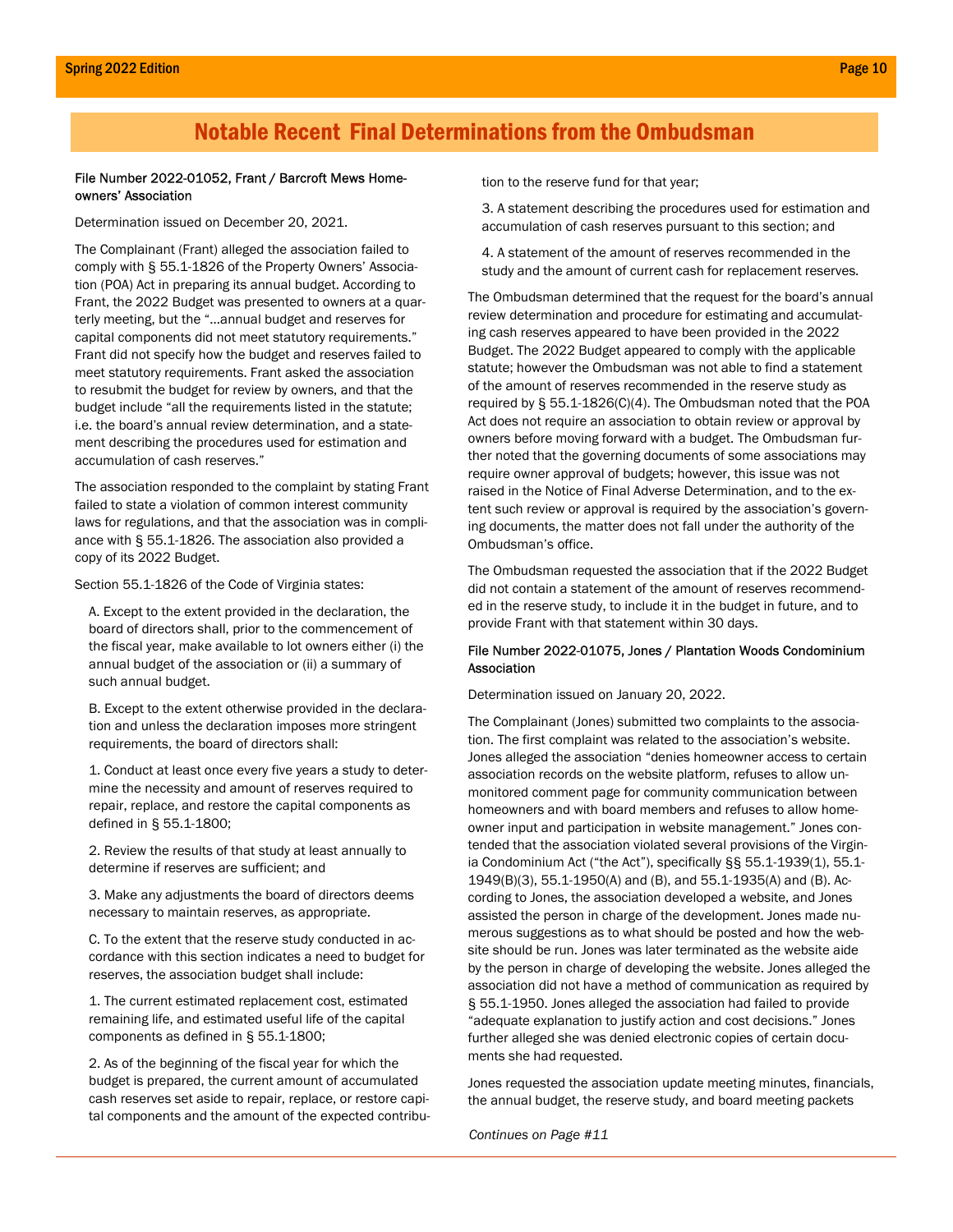## Notable Recent Final Determinations from the Ombudsman

File Number 2022-01052, Frant / Barcroft Mews Homeowners' Association

Determination issued on December 20, 2021.

The Complainant (Frant) alleged the association failed to comply with § 55.1-1826 of the Property Owners' Association (POA) Act in preparing its annual budget. According to Frant, the 2022 Budget was presented to owners at a quarterly meeting, but the "…annual budget and reserves for capital components did not meet statutory requirements." Frant did not specify how the budget and reserves failed to meet statutory requirements. Frant asked the association to resubmit the budget for review by owners, and that the budget include "all the requirements listed in the statute; i.e. the board's annual review determination, and a statement describing the procedures used for estimation and accumulation of cash reserves."

The association responded to the complaint by stating Frant failed to state a violation of common interest community laws for regulations, and that the association was in compliance with § 55.1-1826. The association also provided a copy of its 2022 Budget.

Section 55.1-1826 of the Code of Virginia states:

> A. Except to the extent provided in the declaration, the board of directors shall, prior to the commencement of the fiscal year, make available to lot owners either (i) the annual budget of the association or (ii) a summary of such annual budget.
>
> B. Except to the extent otherwise provided in the declaration and unless the declaration imposes more stringent requirements, the board of directors shall:
>
> 1. Conduct at least once every five years a study to determine the necessity and amount of reserves required to repair, replace, and restore the capital components as defined in § 55.1-1800;
>
> 2. Review the results of that study at least annually to determine if reserves are sufficient; and
>
> 3. Make any adjustments the board of directors deems necessary to maintain reserves, as appropriate.
>
> C. To the extent that the reserve study conducted in accordance with this section indicates a need to budget for reserves, the association budget shall include:
>
> 1. The current estimated replacement cost, estimated remaining life, and estimated useful life of the capital components as defined in § 55.1-1800;
>
> 2. As of the beginning of the fiscal year for which the budget is prepared, the current amount of accumulated cash reserves set aside to repair, replace, or restore capital components and the amount of the expected contribution to the reserve fund for that year;
>
> 3. A statement describing the procedures used for estimation and accumulation of cash reserves pursuant to this section; and
>
> 4. A statement of the amount of reserves recommended in the study and the amount of current cash for replacement reserves.

The Ombudsman determined that the request for the board's annual review determination and procedure for estimating and accumulating cash reserves appeared to have been provided in the 2022 Budget. The 2022 Budget appeared to comply with the applicable statute; however the Ombudsman was not able to find a statement of the amount of reserves recommended in the reserve study as required by § 55.1-1826(C)(4). The Ombudsman noted that the POA Act does not require an association to obtain review or approval by owners before moving forward with a budget. The Ombudsman further noted that the governing documents of some associations may require owner approval of budgets; however, this issue was not raised in the Notice of Final Adverse Determination, and to the extent such review or approval is required by the association's governing documents, the matter does not fall under the authority of the Ombudsman's office.

The Ombudsman requested the association that if the 2022 Budget did not contain a statement of the amount of reserves recommended in the reserve study, to include it in the budget in future, and to provide Frant with that statement within 30 days.

File Number 2022-01075, Jones / Plantation Woods Condominium Association

Determination issued on January 20, 2022.

The Complainant (Jones) submitted two complaints to the association. The first complaint was related to the association's website. Jones alleged the association "denies homeowner access to certain association records on the website platform, refuses to allow unmonitored comment page for community communication between homeowners and with board members and refuses to allow homeowner input and participation in website management." Jones contended that the association violated several provisions of the Virginia Condominium Act ("the Act"), specifically §§ 55.1-1939(1), 55.1-1949(B)(3), 55.1-1950(A) and (B), and 55.1-1935(A) and (B). According to Jones, the association developed a website, and Jones assisted the person in charge of the development. Jones made numerous suggestions as to what should be posted and how the website should be run. Jones was later terminated as the website aide by the person in charge of developing the website. Jones alleged the association did not have a method of communication as required by § 55.1-1950. Jones alleged the association had failed to provide "adequate explanation to justify action and cost decisions." Jones further alleged she was denied electronic copies of certain documents she had requested.

Jones requested the association update meeting minutes, financials, the annual budget, the reserve study, and board meeting packets

*Continues on Page #11*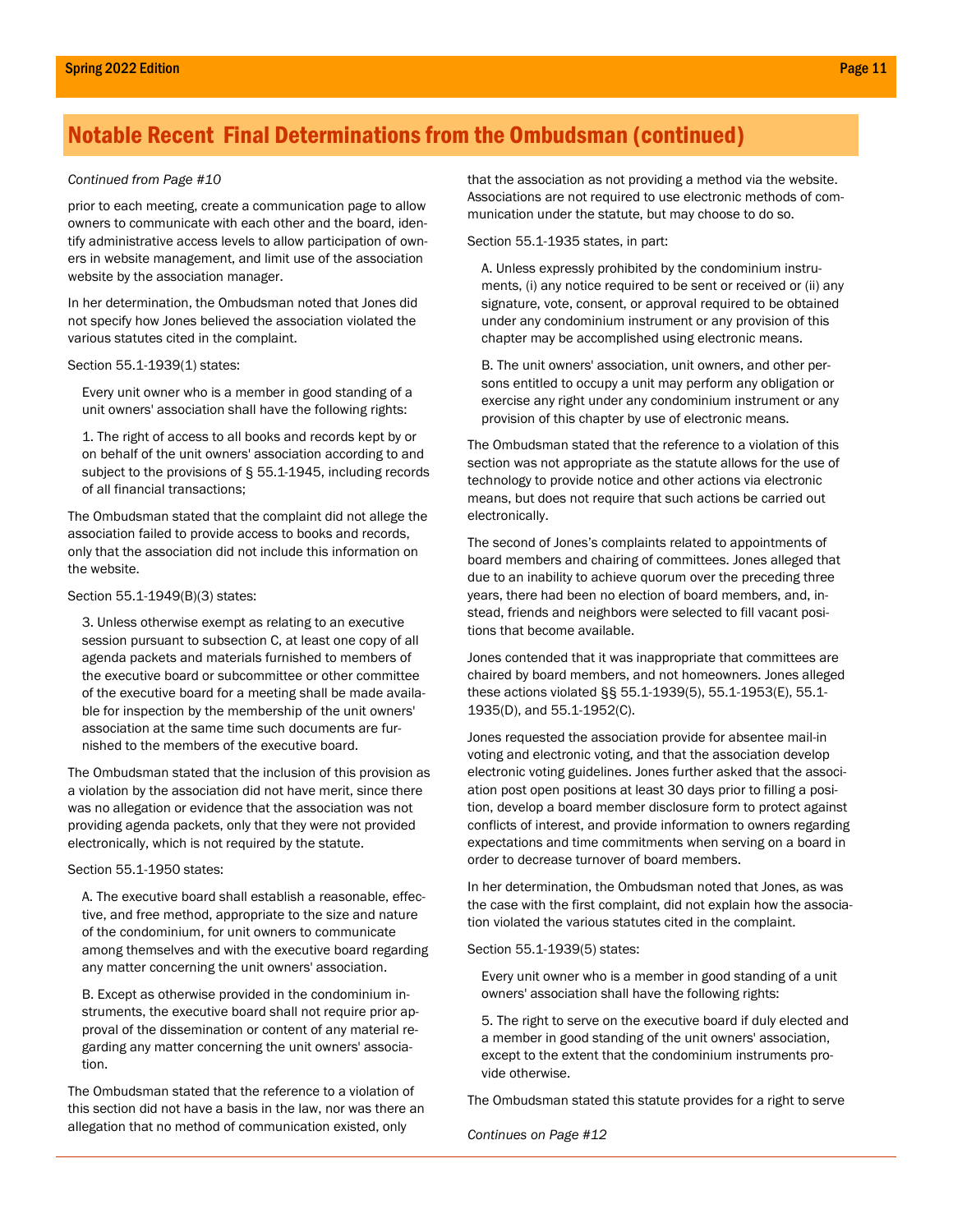## Notable Recent Final Determinations from the Ombudsman (continued)

*Continued from Page #10*

prior to each meeting, create a communication page to allow owners to communicate with each other and the board, identify administrative access levels to allow participation of owners in website management, and limit use of the association website by the association manager.

In her determination, the Ombudsman noted that Jones did not specify how Jones believed the association violated the various statutes cited in the complaint.

Section 55.1-1939(1) states:

> Every unit owner who is a member in good standing of a unit owners' association shall have the following rights:
>
> 1. The right of access to all books and records kept by or on behalf of the unit owners' association according to and subject to the provisions of § 55.1-1945, including records of all financial transactions;

The Ombudsman stated that the complaint did not allege the association failed to provide access to books and records, only that the association did not include this information on the website.

Section 55.1-1949(B)(3) states:

> 3. Unless otherwise exempt as relating to an executive session pursuant to subsection C, at least one copy of all agenda packets and materials furnished to members of the executive board or subcommittee or other committee of the executive board for a meeting shall be made available for inspection by the membership of the unit owners' association at the same time such documents are furnished to the members of the executive board.

The Ombudsman stated that the inclusion of this provision as a violation by the association did not have merit, since there was no allegation or evidence that the association was not providing agenda packets, only that they were not provided electronically, which is not required by the statute.

Section 55.1-1950 states:

> A. The executive board shall establish a reasonable, effective, and free method, appropriate to the size and nature of the condominium, for unit owners to communicate among themselves and with the executive board regarding any matter concerning the unit owners' association.
>
> B. Except as otherwise provided in the condominium instruments, the executive board shall not require prior approval of the dissemination or content of any material regarding any matter concerning the unit owners' association.

The Ombudsman stated that the reference to a violation of this section did not have a basis in the law, nor was there an allegation that no method of communication existed, only that the association as not providing a method via the website. Associations are not required to use electronic methods of communication under the statute, but may choose to do so.

Section 55.1-1935 states, in part:

> A. Unless expressly prohibited by the condominium instruments, (i) any notice required to be sent or received or (ii) any signature, vote, consent, or approval required to be obtained under any condominium instrument or any provision of this chapter may be accomplished using electronic means.
>
> B. The unit owners' association, unit owners, and other persons entitled to occupy a unit may perform any obligation or exercise any right under any condominium instrument or any provision of this chapter by use of electronic means.

The Ombudsman stated that the reference to a violation of this section was not appropriate as the statute allows for the use of technology to provide notice and other actions via electronic means, but does not require that such actions be carried out electronically.

The second of Jones's complaints related to appointments of board members and chairing of committees. Jones alleged that due to an inability to achieve quorum over the preceding three years, there had been no election of board members, and, instead, friends and neighbors were selected to fill vacant positions that become available.

Jones contended that it was inappropriate that committees are chaired by board members, and not homeowners. Jones alleged these actions violated §§ 55.1-1939(5), 55.1-1953(E), 55.1-1935(D), and 55.1-1952(C).

Jones requested the association provide for absentee mail-in voting and electronic voting, and that the association develop electronic voting guidelines. Jones further asked that the association post open positions at least 30 days prior to filling a position, develop a board member disclosure form to protect against conflicts of interest, and provide information to owners regarding expectations and time commitments when serving on a board in order to decrease turnover of board members.

In her determination, the Ombudsman noted that Jones, as was the case with the first complaint, did not explain how the association violated the various statutes cited in the complaint.

Section 55.1-1939(5) states:

> Every unit owner who is a member in good standing of a unit owners' association shall have the following rights:
>
> 5. The right to serve on the executive board if duly elected and a member in good standing of the unit owners' association, except to the extent that the condominium instruments provide otherwise.

The Ombudsman stated this statute provides for a right to serve

*Continues on Page #12*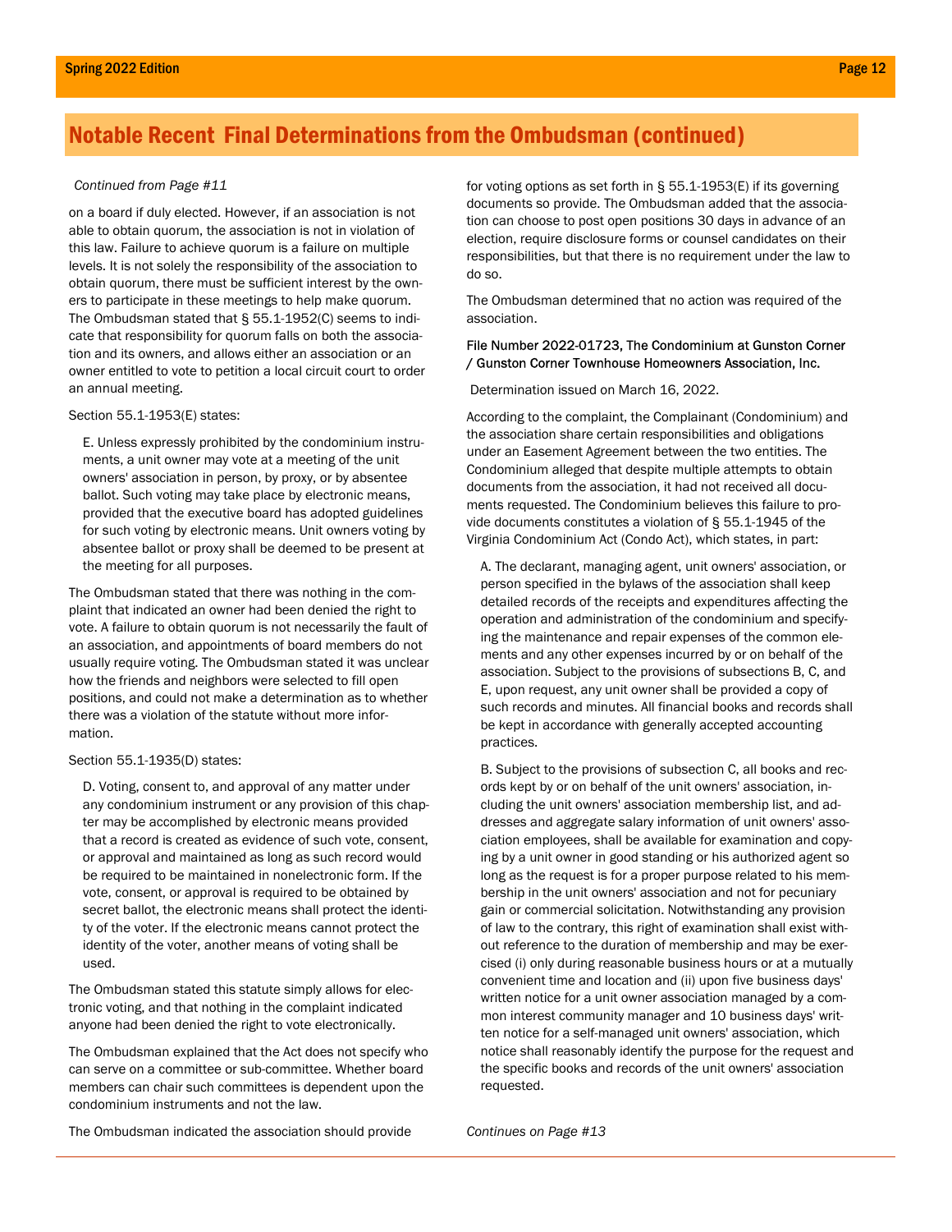## Notable Recent Final Determinations from the Ombudsman (continued)

*Continued from Page #11*

on a board if duly elected. However, if an association is not able to obtain quorum, the association is not in violation of this law. Failure to achieve quorum is a failure on multiple levels. It is not solely the responsibility of the association to obtain quorum, there must be sufficient interest by the owners to participate in these meetings to help make quorum. The Ombudsman stated that § 55.1-1952(C) seems to indicate that responsibility for quorum falls on both the association and its owners, and allows either an association or an owner entitled to vote to petition a local circuit court to order an annual meeting.

Section 55.1-1953(E) states:

> E. Unless expressly prohibited by the condominium instruments, a unit owner may vote at a meeting of the unit owners' association in person, by proxy, or by absentee ballot. Such voting may take place by electronic means, provided that the executive board has adopted guidelines for such voting by electronic means. Unit owners voting by absentee ballot or proxy shall be deemed to be present at the meeting for all purposes.

The Ombudsman stated that there was nothing in the complaint that indicated an owner had been denied the right to vote. A failure to obtain quorum is not necessarily the fault of an association, and appointments of board members do not usually require voting. The Ombudsman stated it was unclear how the friends and neighbors were selected to fill open positions, and could not make a determination as to whether there was a violation of the statute without more information.

Section 55.1-1935(D) states:

> D. Voting, consent to, and approval of any matter under any condominium instrument or any provision of this chapter may be accomplished by electronic means provided that a record is created as evidence of such vote, consent, or approval and maintained as long as such record would be required to be maintained in nonelectronic form. If the vote, consent, or approval is required to be obtained by secret ballot, the electronic means shall protect the identity of the voter. If the electronic means cannot protect the identity of the voter, another means of voting shall be used.

The Ombudsman stated this statute simply allows for electronic voting, and that nothing in the complaint indicated anyone had been denied the right to vote electronically.

The Ombudsman explained that the Act does not specify who can serve on a committee or sub-committee. Whether board members can chair such committees is dependent upon the condominium instruments and not the law.

The Ombudsman indicated the association should provide for voting options as set forth in § 55.1-1953(E) if its governing documents so provide. The Ombudsman added that the association can choose to post open positions 30 days in advance of an election, require disclosure forms or counsel candidates on their responsibilities, but that there is no requirement under the law to do so.

The Ombudsman determined that no action was required of the association.

File Number 2022-01723, The Condominium at Gunston Corner / Gunston Corner Townhouse Homeowners Association, Inc.

Determination issued on March 16, 2022.

According to the complaint, the Complainant (Condominium) and the association share certain responsibilities and obligations under an Easement Agreement between the two entities. The Condominium alleged that despite multiple attempts to obtain documents from the association, it had not received all documents requested. The Condominium believes this failure to provide documents constitutes a violation of § 55.1-1945 of the Virginia Condominium Act (Condo Act), which states, in part:

> A. The declarant, managing agent, unit owners' association, or person specified in the bylaws of the association shall keep detailed records of the receipts and expenditures affecting the operation and administration of the condominium and specifying the maintenance and repair expenses of the common elements and any other expenses incurred by or on behalf of the association. Subject to the provisions of subsections B, C, and E, upon request, any unit owner shall be provided a copy of such records and minutes. All financial books and records shall be kept in accordance with generally accepted accounting practices.
>
> B. Subject to the provisions of subsection C, all books and records kept by or on behalf of the unit owners' association, including the unit owners' association membership list, and addresses and aggregate salary information of unit owners' association employees, shall be available for examination and copying by a unit owner in good standing or his authorized agent so long as the request is for a proper purpose related to his membership in the unit owners' association and not for pecuniary gain or commercial solicitation. Notwithstanding any provision of law to the contrary, this right of examination shall exist without reference to the duration of membership and may be exercised (i) only during reasonable business hours or at a mutually convenient time and location and (ii) upon five business days' written notice for a unit owner association managed by a common interest community manager and 10 business days' written notice for a self-managed unit owners' association, which notice shall reasonably identify the purpose for the request and the specific books and records of the unit owners' association requested.

*Continues on Page #13*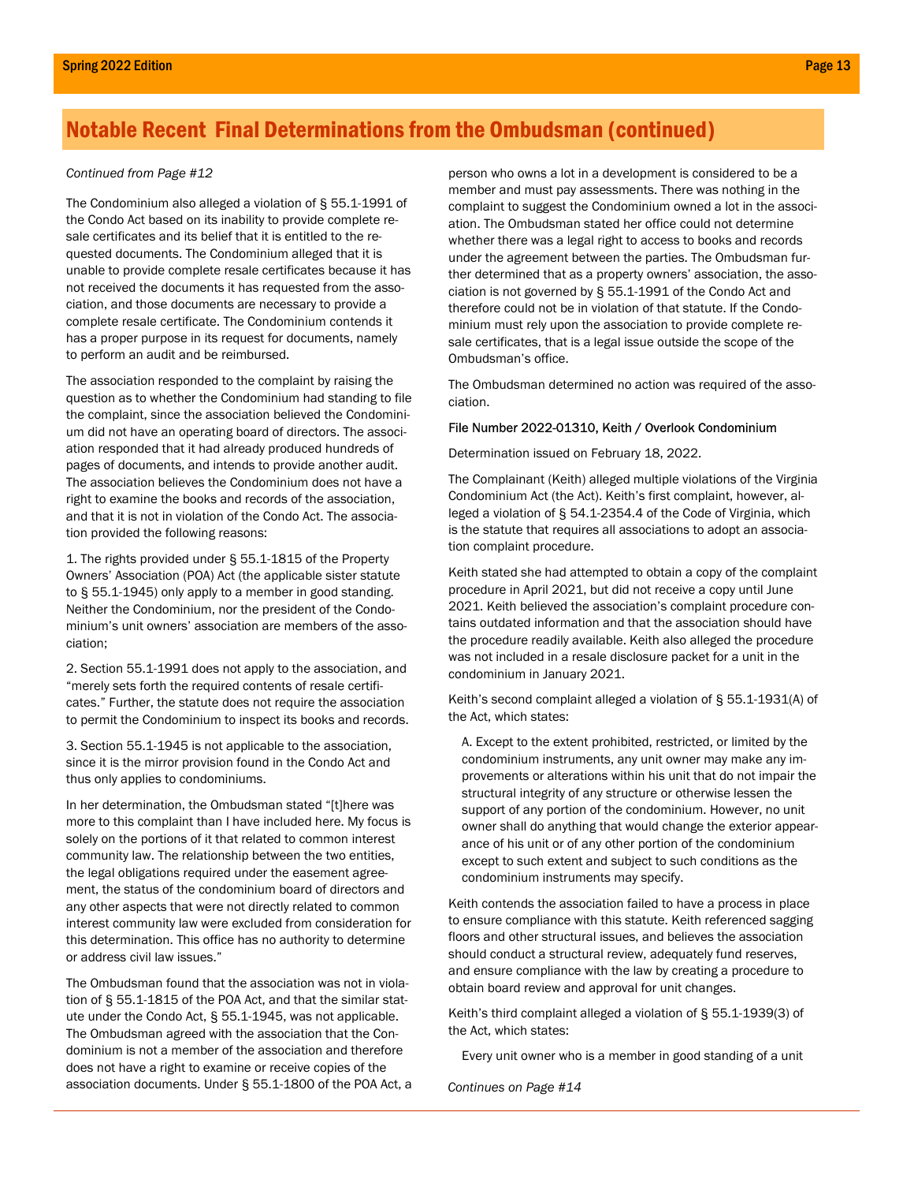## Notable Recent Final Determinations from the Ombudsman (continued)

*Continued from Page #12*

The Condominium also alleged a violation of § 55.1-1991 of the Condo Act based on its inability to provide complete resale certificates and its belief that it is entitled to the requested documents. The Condominium alleged that it is unable to provide complete resale certificates because it has not received the documents it has requested from the association, and those documents are necessary to provide a complete resale certificate. The Condominium contends it has a proper purpose in its request for documents, namely to perform an audit and be reimbursed.

The association responded to the complaint by raising the question as to whether the Condominium had standing to file the complaint, since the association believed the Condominium did not have an operating board of directors. The association responded that it had already produced hundreds of pages of documents, and intends to provide another audit. The association believes the Condominium does not have a right to examine the books and records of the association, and that it is not in violation of the Condo Act. The association provided the following reasons:

1. The rights provided under § 55.1-1815 of the Property Owners' Association (POA) Act (the applicable sister statute to § 55.1-1945) only apply to a member in good standing. Neither the Condominium, nor the president of the Condominium's unit owners' association are members of the association;

2. Section 55.1-1991 does not apply to the association, and "merely sets forth the required contents of resale certificates." Further, the statute does not require the association to permit the Condominium to inspect its books and records.

3. Section 55.1-1945 is not applicable to the association, since it is the mirror provision found in the Condo Act and thus only applies to condominiums.

In her determination, the Ombudsman stated "[t]here was more to this complaint than I have included here. My focus is solely on the portions of it that related to common interest community law. The relationship between the two entities, the legal obligations required under the easement agreement, the status of the condominium board of directors and any other aspects that were not directly related to common interest community law were excluded from consideration for this determination. This office has no authority to determine or address civil law issues."

The Ombudsman found that the association was not in violation of § 55.1-1815 of the POA Act, and that the similar statute under the Condo Act, § 55.1-1945, was not applicable. The Ombudsman agreed with the association that the Condominium is not a member of the association and therefore does not have a right to examine or receive copies of the association documents. Under § 55.1-1800 of the POA Act, a person who owns a lot in a development is considered to be a member and must pay assessments. There was nothing in the complaint to suggest the Condominium owned a lot in the association. The Ombudsman stated her office could not determine whether there was a legal right to access to books and records under the agreement between the parties. The Ombudsman further determined that as a property owners' association, the association is not governed by § 55.1-1991 of the Condo Act and therefore could not be in violation of that statute. If the Condominium must rely upon the association to provide complete resale certificates, that is a legal issue outside the scope of the Ombudsman's office.

The Ombudsman determined no action was required of the association.

File Number 2022-01310, Keith / Overlook Condominium

Determination issued on February 18, 2022.

The Complainant (Keith) alleged multiple violations of the Virginia Condominium Act (the Act). Keith's first complaint, however, alleged a violation of § 54.1-2354.4 of the Code of Virginia, which is the statute that requires all associations to adopt an association complaint procedure.

Keith stated she had attempted to obtain a copy of the complaint procedure in April 2021, but did not receive a copy until June 2021. Keith believed the association's complaint procedure contains outdated information and that the association should have the procedure readily available. Keith also alleged the procedure was not included in a resale disclosure packet for a unit in the condominium in January 2021.

Keith's second complaint alleged a violation of § 55.1-1931(A) of the Act, which states:

> A. Except to the extent prohibited, restricted, or limited by the condominium instruments, any unit owner may make any improvements or alterations within his unit that do not impair the structural integrity of any structure or otherwise lessen the support of any portion of the condominium. However, no unit owner shall do anything that would change the exterior appearance of his unit or of any other portion of the condominium except to such extent and subject to such conditions as the condominium instruments may specify.

Keith contends the association failed to have a process in place to ensure compliance with this statute. Keith referenced sagging floors and other structural issues, and believes the association should conduct a structural review, adequately fund reserves, and ensure compliance with the law by creating a procedure to obtain board review and approval for unit changes.

Keith's third complaint alleged a violation of § 55.1-1939(3) of the Act, which states:

> Every unit owner who is a member in good standing of a unit

*Continues on Page #14*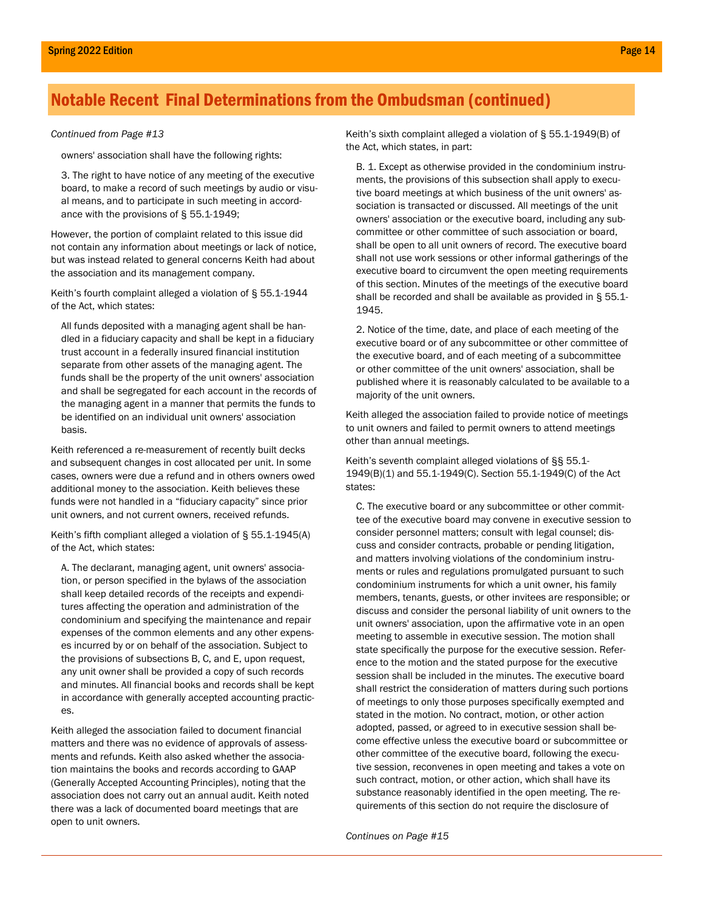## Notable Recent Final Determinations from the Ombudsman (continued)

*Continued from Page #13*

> owners' association shall have the following rights:
>
> 3. The right to have notice of any meeting of the executive board, to make a record of such meetings by audio or visual means, and to participate in such meeting in accordance with the provisions of § 55.1-1949;

However, the portion of complaint related to this issue did not contain any information about meetings or lack of notice, but was instead related to general concerns Keith had about the association and its management company.

Keith's fourth complaint alleged a violation of § 55.1-1944 of the Act, which states:

> All funds deposited with a managing agent shall be handled in a fiduciary capacity and shall be kept in a fiduciary trust account in a federally insured financial institution separate from other assets of the managing agent. The funds shall be the property of the unit owners' association and shall be segregated for each account in the records of the managing agent in a manner that permits the funds to be identified on an individual unit owners' association basis.

Keith referenced a re-measurement of recently built decks and subsequent changes in cost allocated per unit. In some cases, owners were due a refund and in others owners owed additional money to the association. Keith believes these funds were not handled in a "fiduciary capacity" since prior unit owners, and not current owners, received refunds.

Keith's fifth compliant alleged a violation of § 55.1-1945(A) of the Act, which states:

> A. The declarant, managing agent, unit owners' association, or person specified in the bylaws of the association shall keep detailed records of the receipts and expenditures affecting the operation and administration of the condominium and specifying the maintenance and repair expenses of the common elements and any other expenses incurred by or on behalf of the association. Subject to the provisions of subsections B, C, and E, upon request, any unit owner shall be provided a copy of such records and minutes. All financial books and records shall be kept in accordance with generally accepted accounting practices.

Keith alleged the association failed to document financial matters and there was no evidence of approvals of assessments and refunds. Keith also asked whether the association maintains the books and records according to GAAP (Generally Accepted Accounting Principles), noting that the association does not carry out an annual audit. Keith noted there was a lack of documented board meetings that are open to unit owners.

Keith's sixth complaint alleged a violation of § 55.1-1949(B) of the Act, which states, in part:

> B. 1. Except as otherwise provided in the condominium instruments, the provisions of this subsection shall apply to executive board meetings at which business of the unit owners' association is transacted or discussed. All meetings of the unit owners' association or the executive board, including any subcommittee or other committee of such association or board, shall be open to all unit owners of record. The executive board shall not use work sessions or other informal gatherings of the executive board to circumvent the open meeting requirements of this section. Minutes of the meetings of the executive board shall be recorded and shall be available as provided in § 55.1-1945.
>
> 2. Notice of the time, date, and place of each meeting of the executive board or of any subcommittee or other committee of the executive board, and of each meeting of a subcommittee or other committee of the unit owners' association, shall be published where it is reasonably calculated to be available to a majority of the unit owners.

Keith alleged the association failed to provide notice of meetings to unit owners and failed to permit owners to attend meetings other than annual meetings.

Keith's seventh complaint alleged violations of §§ 55.1-1949(B)(1) and 55.1-1949(C). Section 55.1-1949(C) of the Act states:

> C. The executive board or any subcommittee or other committee of the executive board may convene in executive session to consider personnel matters; consult with legal counsel; discuss and consider contracts, probable or pending litigation, and matters involving violations of the condominium instruments or rules and regulations promulgated pursuant to such condominium instruments for which a unit owner, his family members, tenants, guests, or other invitees are responsible; or discuss and consider the personal liability of unit owners to the unit owners' association, upon the affirmative vote in an open meeting to assemble in executive session. The motion shall state specifically the purpose for the executive session. Reference to the motion and the stated purpose for the executive session shall be included in the minutes. The executive board shall restrict the consideration of matters during such portions of meetings to only those purposes specifically exempted and stated in the motion. No contract, motion, or other action adopted, passed, or agreed to in executive session shall become effective unless the executive board or subcommittee or other committee of the executive board, following the executive session, reconvenes in open meeting and takes a vote on such contract, motion, or other action, which shall have its substance reasonably identified in the open meeting. The requirements of this section do not require the disclosure of

*Continues on Page #15*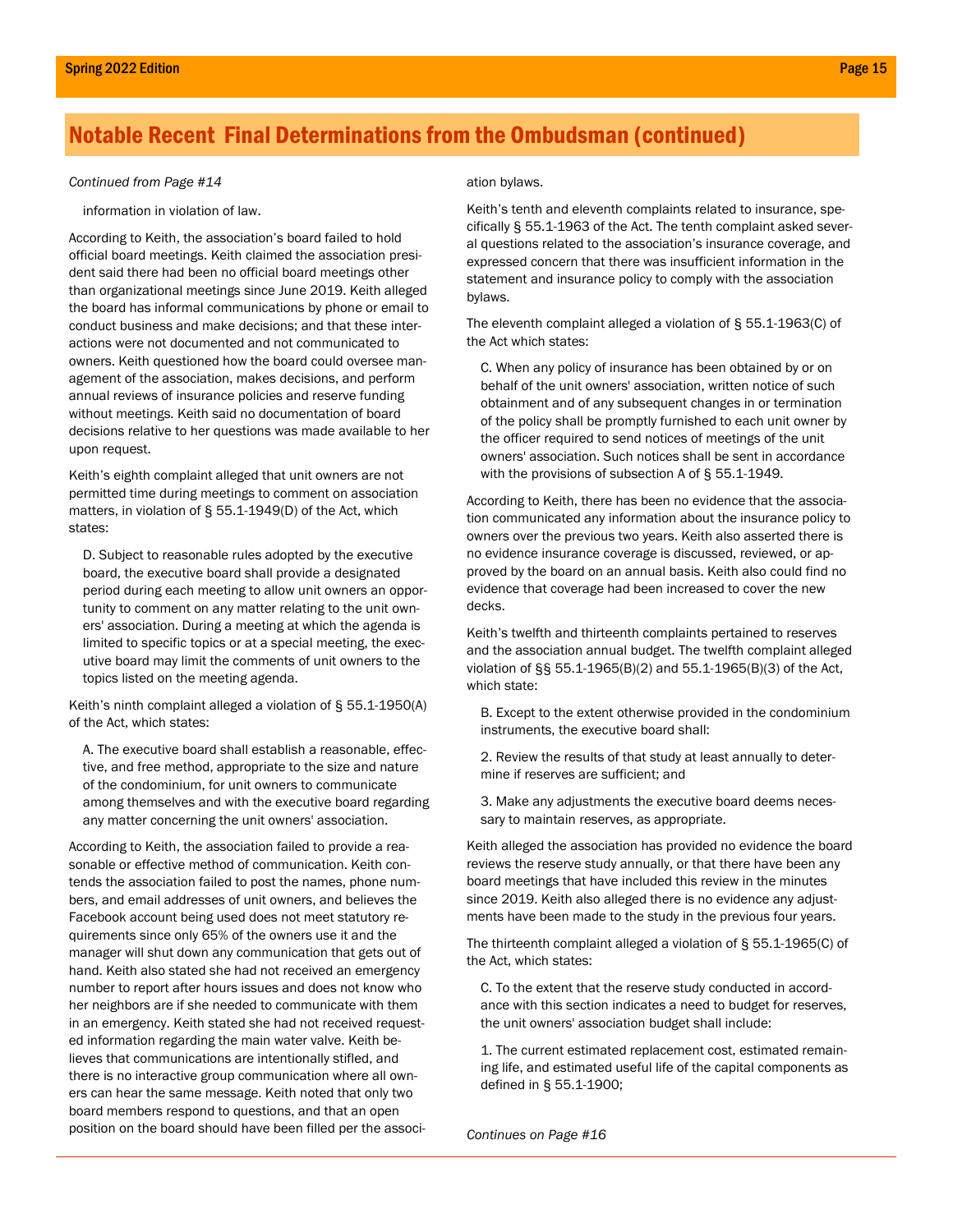## Notable Recent Final Determinations from the Ombudsman (continued)

*Continued from Page #14*

information in violation of law.

According to Keith, the association's board failed to hold official board meetings. Keith claimed the association president said there had been no official board meetings other than organizational meetings since June 2019. Keith alleged the board has informal communications by phone or email to conduct business and make decisions; and that these interactions were not documented and not communicated to owners. Keith questioned how the board could oversee management of the association, makes decisions, and perform annual reviews of insurance policies and reserve funding without meetings. Keith said no documentation of board decisions relative to her questions was made available to her upon request.

Keith's eighth complaint alleged that unit owners are not permitted time during meetings to comment on association matters, in violation of § 55.1-1949(D) of the Act, which states:

> D. Subject to reasonable rules adopted by the executive board, the executive board shall provide a designated period during each meeting to allow unit owners an opportunity to comment on any matter relating to the unit owners' association. During a meeting at which the agenda is limited to specific topics or at a special meeting, the executive board may limit the comments of unit owners to the topics listed on the meeting agenda.

Keith's ninth complaint alleged a violation of § 55.1-1950(A) of the Act, which states:

> A. The executive board shall establish a reasonable, effective, and free method, appropriate to the size and nature of the condominium, for unit owners to communicate among themselves and with the executive board regarding any matter concerning the unit owners' association.

According to Keith, the association failed to provide a reasonable or effective method of communication. Keith contends the association failed to post the names, phone numbers, and email addresses of unit owners, and believes the Facebook account being used does not meet statutory requirements since only 65% of the owners use it and the manager will shut down any communication that gets out of hand. Keith also stated she had not received an emergency number to report after hours issues and does not know who her neighbors are if she needed to communicate with them in an emergency. Keith stated she had not received requested information regarding the main water valve. Keith believes that communications are intentionally stifled, and there is no interactive group communication where all owners can hear the same message. Keith noted that only two board members respond to questions, and that an open position on the board should have been filled per the association bylaws.

Keith's tenth and eleventh complaints related to insurance, specifically § 55.1-1963 of the Act. The tenth complaint asked several questions related to the association's insurance coverage, and expressed concern that there was insufficient information in the statement and insurance policy to comply with the association bylaws.

The eleventh complaint alleged a violation of § 55.1-1963(C) of the Act which states:

> C. When any policy of insurance has been obtained by or on behalf of the unit owners' association, written notice of such obtainment and of any subsequent changes in or termination of the policy shall be promptly furnished to each unit owner by the officer required to send notices of meetings of the unit owners' association. Such notices shall be sent in accordance with the provisions of subsection A of § 55.1-1949.

According to Keith, there has been no evidence that the association communicated any information about the insurance policy to owners over the previous two years. Keith also asserted there is no evidence insurance coverage is discussed, reviewed, or approved by the board on an annual basis. Keith also could find no evidence that coverage had been increased to cover the new decks.

Keith's twelfth and thirteenth complaints pertained to reserves and the association annual budget. The twelfth complaint alleged violation of §§ 55.1-1965(B)(2) and 55.1-1965(B)(3) of the Act, which state:

> B. Except to the extent otherwise provided in the condominium instruments, the executive board shall:
>
> 2. Review the results of that study at least annually to determine if reserves are sufficient; and
>
> 3. Make any adjustments the executive board deems necessary to maintain reserves, as appropriate.

Keith alleged the association has provided no evidence the board reviews the reserve study annually, or that there have been any board meetings that have included this review in the minutes since 2019. Keith also alleged there is no evidence any adjustments have been made to the study in the previous four years.

The thirteenth complaint alleged a violation of § 55.1-1965(C) of the Act, which states:

> C. To the extent that the reserve study conducted in accordance with this section indicates a need to budget for reserves, the unit owners' association budget shall include:
>
> 1. The current estimated replacement cost, estimated remaining life, and estimated useful life of the capital components as defined in § 55.1-1900;

*Continues on Page #16*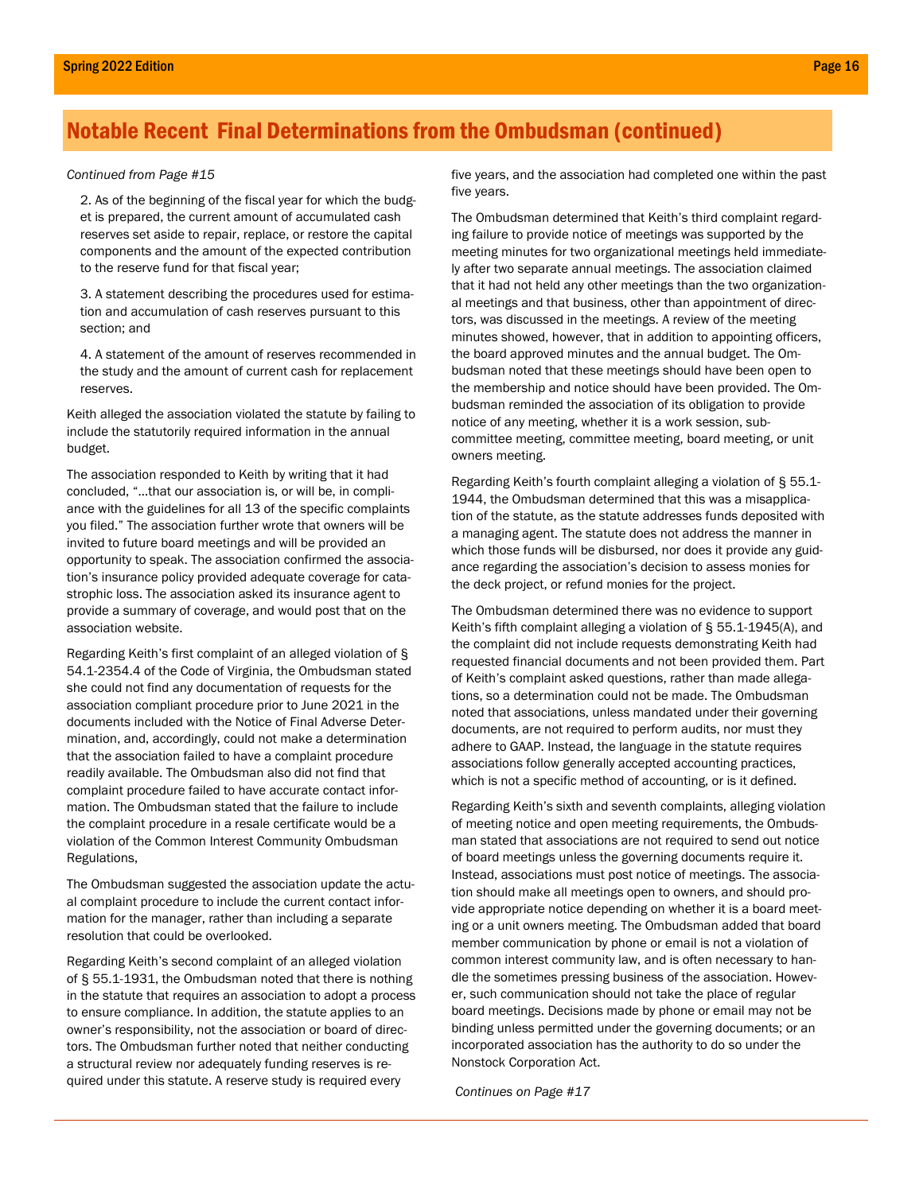## Notable Recent Final Determinations from the Ombudsman (continued)

*Continued from Page #15*

2. As of the beginning of the fiscal year for which the budget is prepared, the current amount of accumulated cash reserves set aside to repair, replace, or restore the capital components and the amount of the expected contribution to the reserve fund for that fiscal year;

3. A statement describing the procedures used for estimation and accumulation of cash reserves pursuant to this section; and

4. A statement of the amount of reserves recommended in the study and the amount of current cash for replacement reserves.

Keith alleged the association violated the statute by failing to include the statutorily required information in the annual budget.

The association responded to Keith by writing that it had concluded, "…that our association is, or will be, in compliance with the guidelines for all 13 of the specific complaints you filed." The association further wrote that owners will be invited to future board meetings and will be provided an opportunity to speak. The association confirmed the association's insurance policy provided adequate coverage for catastrophic loss. The association asked its insurance agent to provide a summary of coverage, and would post that on the association website.

Regarding Keith's first complaint of an alleged violation of § 54.1-2354.4 of the Code of Virginia, the Ombudsman stated she could not find any documentation of requests for the association compliant procedure prior to June 2021 in the documents included with the Notice of Final Adverse Determination, and, accordingly, could not make a determination that the association failed to have a complaint procedure readily available. The Ombudsman also did not find that complaint procedure failed to have accurate contact information. The Ombudsman stated that the failure to include the complaint procedure in a resale certificate would be a violation of the Common Interest Community Ombudsman Regulations,

The Ombudsman suggested the association update the actual complaint procedure to include the current contact information for the manager, rather than including a separate resolution that could be overlooked.

Regarding Keith's second complaint of an alleged violation of § 55.1-1931, the Ombudsman noted that there is nothing in the statute that requires an association to adopt a process to ensure compliance. In addition, the statute applies to an owner's responsibility, not the association or board of directors. The Ombudsman further noted that neither conducting a structural review nor adequately funding reserves is required under this statute. A reserve study is required every five years, and the association had completed one within the past five years.

The Ombudsman determined that Keith's third complaint regarding failure to provide notice of meetings was supported by the meeting minutes for two organizational meetings held immediately after two separate annual meetings. The association claimed that it had not held any other meetings than the two organizational meetings and that business, other than appointment of directors, was discussed in the meetings. A review of the meeting minutes showed, however, that in addition to appointing officers, the board approved minutes and the annual budget. The Ombudsman noted that these meetings should have been open to the membership and notice should have been provided. The Ombudsman reminded the association of its obligation to provide notice of any meeting, whether it is a work session, subcommittee meeting, committee meeting, board meeting, or unit owners meeting.

Regarding Keith's fourth complaint alleging a violation of § 55.1-1944, the Ombudsman determined that this was a misapplication of the statute, as the statute addresses funds deposited with a managing agent. The statute does not address the manner in which those funds will be disbursed, nor does it provide any guidance regarding the association's decision to assess monies for the deck project, or refund monies for the project.

The Ombudsman determined there was no evidence to support Keith's fifth complaint alleging a violation of § 55.1-1945(A), and the complaint did not include requests demonstrating Keith had requested financial documents and not been provided them. Part of Keith's complaint asked questions, rather than made allegations, so a determination could not be made. The Ombudsman noted that associations, unless mandated under their governing documents, are not required to perform audits, nor must they adhere to GAAP. Instead, the language in the statute requires associations follow generally accepted accounting practices, which is not a specific method of accounting, or is it defined.

Regarding Keith's sixth and seventh complaints, alleging violation of meeting notice and open meeting requirements, the Ombudsman stated that associations are not required to send out notice of board meetings unless the governing documents require it. Instead, associations must post notice of meetings. The association should make all meetings open to owners, and should provide appropriate notice depending on whether it is a board meeting or a unit owners meeting. The Ombudsman added that board member communication by phone or email is not a violation of common interest community law, and is often necessary to handle the sometimes pressing business of the association. However, such communication should not take the place of regular board meetings. Decisions made by phone or email may not be binding unless permitted under the governing documents; or an incorporated association has the authority to do so under the Nonstock Corporation Act.

*Continues on Page #17*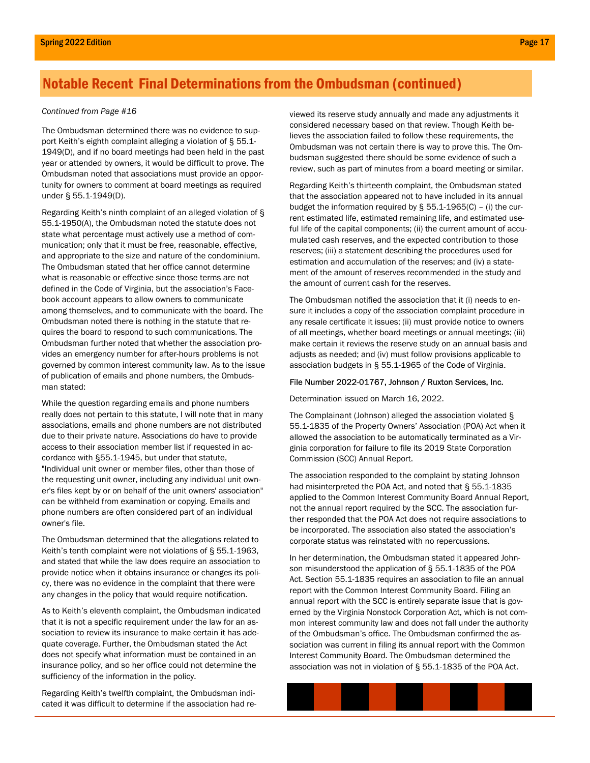## Notable Recent Final Determinations from the Ombudsman (continued)

*Continued from Page #16*

The Ombudsman determined there was no evidence to support Keith's eighth complaint alleging a violation of § 55.1-1949(D), and if no board meetings had been held in the past year or attended by owners, it would be difficult to prove. The Ombudsman noted that associations must provide an opportunity for owners to comment at board meetings as required under § 55.1-1949(D).

Regarding Keith's ninth complaint of an alleged violation of § 55.1-1950(A), the Ombudsman noted the statute does not state what percentage must actively use a method of communication; only that it must be free, reasonable, effective, and appropriate to the size and nature of the condominium. The Ombudsman stated that her office cannot determine what is reasonable or effective since those terms are not defined in the Code of Virginia, but the association's Facebook account appears to allow owners to communicate among themselves, and to communicate with the board. The Ombudsman noted there is nothing in the statute that requires the board to respond to such communications. The Ombudsman further noted that whether the association provides an emergency number for after-hours problems is not governed by common interest community law. As to the issue of publication of emails and phone numbers, the Ombudsman stated:

While the question regarding emails and phone numbers really does not pertain to this statute, I will note that in many associations, emails and phone numbers are not distributed due to their private nature. Associations do have to provide access to their association member list if requested in accordance with §55.1-1945, but under that statute, "Individual unit owner or member files, other than those of the requesting unit owner, including any individual unit owner's files kept by or on behalf of the unit owners' association" can be withheld from examination or copying. Emails and phone numbers are often considered part of an individual owner's file.

The Ombudsman determined that the allegations related to Keith's tenth complaint were not violations of § 55.1-1963, and stated that while the law does require an association to provide notice when it obtains insurance or changes its policy, there was no evidence in the complaint that there were any changes in the policy that would require notification.

As to Keith's eleventh complaint, the Ombudsman indicated that it is not a specific requirement under the law for an association to review its insurance to make certain it has adequate coverage. Further, the Ombudsman stated the Act does not specify what information must be contained in an insurance policy, and so her office could not determine the sufficiency of the information in the policy.

Regarding Keith's twelfth complaint, the Ombudsman indicated it was difficult to determine if the association had reviewed its reserve study annually and made any adjustments it considered necessary based on that review. Though Keith believes the association failed to follow these requirements, the Ombudsman was not certain there is way to prove this. The Ombudsman suggested there should be some evidence of such a review, such as part of minutes from a board meeting or similar.

Regarding Keith's thirteenth complaint, the Ombudsman stated that the association appeared not to have included in its annual budget the information required by § 55.1-1965(C) – (i) the current estimated life, estimated remaining life, and estimated useful life of the capital components; (ii) the current amount of accumulated cash reserves, and the expected contribution to those reserves; (iii) a statement describing the procedures used for estimation and accumulation of the reserves; and (iv) a statement of the amount of reserves recommended in the study and the amount of current cash for the reserves.

The Ombudsman notified the association that it (i) needs to ensure it includes a copy of the association complaint procedure in any resale certificate it issues; (ii) must provide notice to owners of all meetings, whether board meetings or annual meetings; (iii) make certain it reviews the reserve study on an annual basis and adjusts as needed; and (iv) must follow provisions applicable to association budgets in § 55.1-1965 of the Code of Virginia.

File Number 2022-01767, Johnson / Ruxton Services, Inc.

Determination issued on March 16, 2022.

The Complainant (Johnson) alleged the association violated § 55.1-1835 of the Property Owners' Association (POA) Act when it allowed the association to be automatically terminated as a Virginia corporation for failure to file its 2019 State Corporation Commission (SCC) Annual Report.

The association responded to the complaint by stating Johnson had misinterpreted the POA Act, and noted that § 55.1-1835 applied to the Common Interest Community Board Annual Report, not the annual report required by the SCC. The association further responded that the POA Act does not require associations to be incorporated. The association also stated the association's corporate status was reinstated with no repercussions.

In her determination, the Ombudsman stated it appeared Johnson misunderstood the application of § 55.1-1835 of the POA Act. Section 55.1-1835 requires an association to file an annual report with the Common Interest Community Board. Filing an annual report with the SCC is entirely separate issue that is governed by the Virginia Nonstock Corporation Act, which is not common interest community law and does not fall under the authority of the Ombudsman's office. The Ombudsman confirmed the association was current in filing its annual report with the Common Interest Community Board. The Ombudsman determined the association was not in violation of § 55.1-1835 of the POA Act.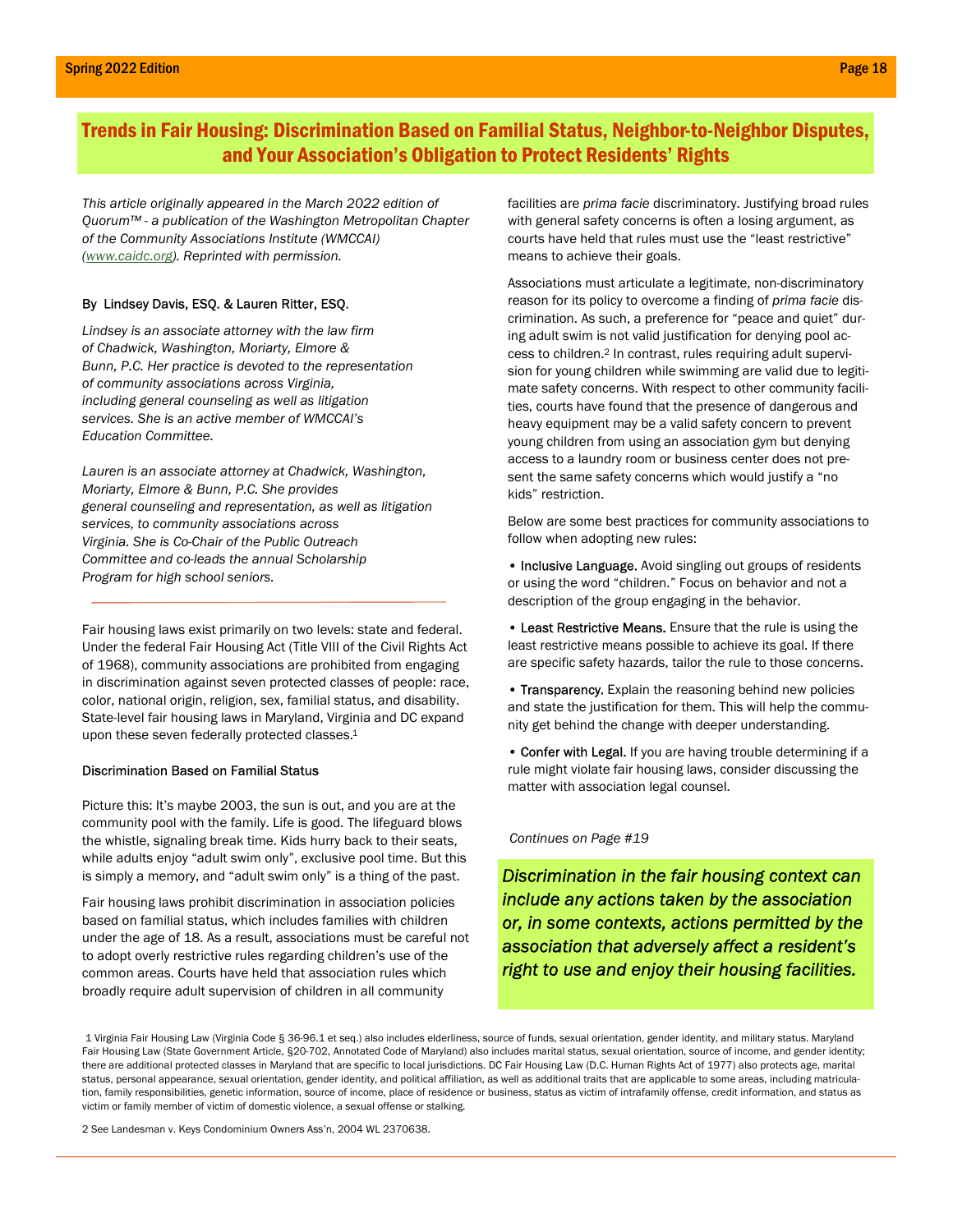# Trends in Fair Housing: Discrimination Based on Familial Status, Neighbor-to-Neighbor Disputes, and Your Association's Obligation to Protect Residents' Rights

*This article originally appeared in the March 2022 edition of Quorum™ - a publication of the Washington Metropolitan Chapter of the Community Associations Institute (WMCCAI) (www.caidc.org). Reprinted with permission.*

By Lindsey Davis, ESQ. & Lauren Ritter, ESQ.

*Lindsey is an associate attorney with the law firm of Chadwick, Washington, Moriarty, Elmore & Bunn, P.C. Her practice is devoted to the representation of community associations across Virginia, including general counseling as well as litigation services. She is an active member of WMCCAI's Education Committee.*

*Lauren is an associate attorney at Chadwick, Washington, Moriarty, Elmore & Bunn, P.C. She provides general counseling and representation, as well as litigation services, to community associations across Virginia. She is Co-Chair of the Public Outreach Committee and co-leads the annual Scholarship Program for high school seniors.*

---

Fair housing laws exist primarily on two levels: state and federal. Under the federal Fair Housing Act (Title VIII of the Civil Rights Act of 1968), community associations are prohibited from engaging in discrimination against seven protected classes of people: race, color, national origin, religion, sex, familial status, and disability. State-level fair housing laws in Maryland, Virginia and DC expand upon these seven federally protected classes.[1]

## Discrimination Based on Familial Status

Picture this: It's maybe 2003, the sun is out, and you are at the community pool with the family. Life is good. The lifeguard blows the whistle, signaling break time. Kids hurry back to their seats, while adults enjoy "adult swim only", exclusive pool time. But this is simply a memory, and "adult swim only" is a thing of the past.

Fair housing laws prohibit discrimination in association policies based on familial status, which includes families with children under the age of 18. As a result, associations must be careful not to adopt overly restrictive rules regarding children's use of the common areas. Courts have held that association rules which broadly require adult supervision of children in all community facilities are *prima facie* discriminatory. Justifying broad rules with general safety concerns is often a losing argument, as courts have held that rules must use the "least restrictive" means to achieve their goals.

Associations must articulate a legitimate, non-discriminatory reason for its policy to overcome a finding of *prima facie* discrimination. As such, a preference for "peace and quiet" during adult swim is not valid justification for denying pool access to children.[2] In contrast, rules requiring adult supervision for young children while swimming are valid due to legitimate safety concerns. With respect to other community facilities, courts have found that the presence of dangerous and heavy equipment may be a valid safety concern to prevent young children from using an association gym but denying access to a laundry room or business center does not present the same safety concerns which would justify a "no kids" restriction.

Below are some best practices for community associations to follow when adopting new rules:

- Inclusive Language. Avoid singling out groups of residents or using the word "children." Focus on behavior and not a description of the group engaging in the behavior.
- Least Restrictive Means. Ensure that the rule is using the least restrictive means possible to achieve its goal. If there are specific safety hazards, tailor the rule to those concerns.
- Transparency. Explain the reasoning behind new policies and state the justification for them. This will help the community get behind the change with deeper understanding.
- Confer with Legal. If you are having trouble determining if a rule might violate fair housing laws, consider discussing the matter with association legal counsel.

*Continues on Page #19*

*Discrimination in the fair housing context can include any actions taken by the association or, in some contexts, actions permitted by the association that adversely affect a resident's right to use and enjoy their housing facilities.*

---

1 Virginia Fair Housing Law (Virginia Code § 36-96.1 et seq.) also includes elderliness, source of funds, sexual orientation, gender identity, and military status. Maryland Fair Housing Law (State Government Article, §20-702, Annotated Code of Maryland) also includes marital status, sexual orientation, source of income, and gender identity; there are additional protected classes in Maryland that are specific to local jurisdictions. DC Fair Housing Law (D.C. Human Rights Act of 1977) also protects age, marital status, personal appearance, sexual orientation, gender identity, and political affiliation, as well as additional traits that are applicable to some areas, including matriculation, family responsibilities, genetic information, source of income, place of residence or business, status as victim of intrafamily offense, credit information, and status as victim or family member of victim of domestic violence, a sexual offense or stalking.

2 See Landesman v. Keys Condominium Owners Ass'n, 2004 WL 2370638.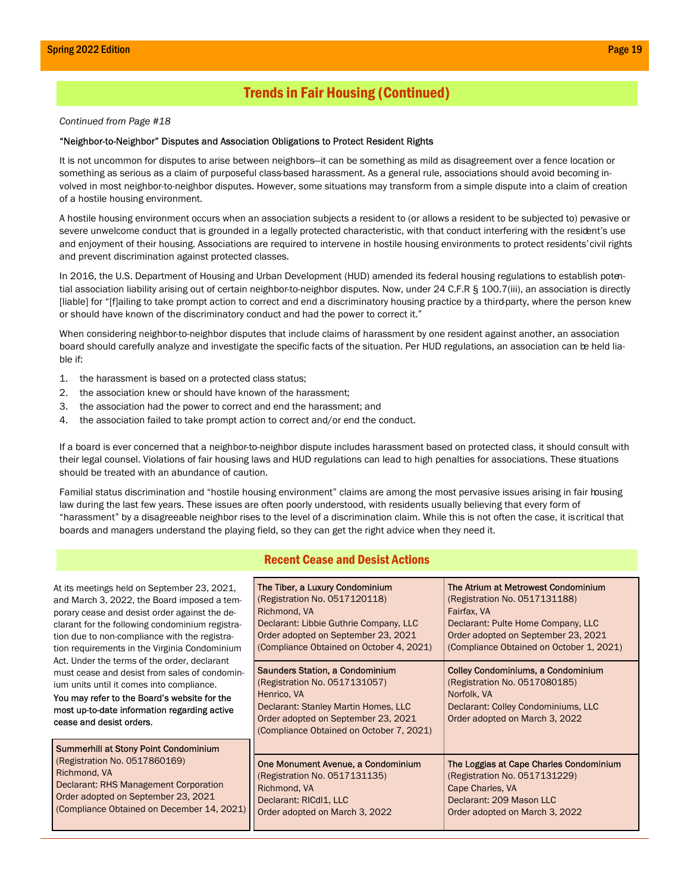## Trends in Fair Housing (Continued)

*Continued from Page #18*

"Neighbor-to-Neighbor" Disputes and Association Obligations to Protect Resident Rights

It is not uncommon for disputes to arise between neighbors—it can be something as mild as disagreement over a fence location or something as serious as a claim of purposeful class-based harassment. As a general rule, associations should avoid becoming involved in most neighbor-to-neighbor disputes. However, some situations may transform from a simple dispute into a claim of creation of a hostile housing environment.

A hostile housing environment occurs when an association subjects a resident to (or allows a resident to be subjected to) pervasive or severe unwelcome conduct that is grounded in a legally protected characteristic, with that conduct interfering with the resident's use and enjoyment of their housing. Associations are required to intervene in hostile housing environments to protect residents' civil rights and prevent discrimination against protected classes.

In 2016, the U.S. Department of Housing and Urban Development (HUD) amended its federal housing regulations to establish potential association liability arising out of certain neighbor-to-neighbor disputes. Now, under 24 C.F.R § 100.7(iii), an association is directly [liable] for "[f]ailing to take prompt action to correct and end a discriminatory housing practice by a third-party, where the person knew or should have known of the discriminatory conduct and had the power to correct it."

When considering neighbor-to-neighbor disputes that include claims of harassment by one resident against another, an association board should carefully analyze and investigate the specific facts of the situation. Per HUD regulations, an association can be held liable if:

1. the harassment is based on a protected class status;
2. the association knew or should have known of the harassment;
3. the association had the power to correct and end the harassment; and
4. the association failed to take prompt action to correct and/or end the conduct.

If a board is ever concerned that a neighbor-to-neighbor dispute includes harassment based on protected class, it should consult with their legal counsel. Violations of fair housing laws and HUD regulations can lead to high penalties for associations. These situations should be treated with an abundance of caution.

Familial status discrimination and "hostile housing environment" claims are among the most pervasive issues arising in fair housing law during the last few years. These issues are often poorly understood, with residents usually believing that every form of "harassment" by a disagreeable neighbor rises to the level of a discrimination claim. While this is not often the case, it is critical that boards and managers understand the playing field, so they can get the right advice when they need it.

## Recent Cease and Desist Actions

At its meetings held on September 23, 2021, and March 3, 2022, the Board imposed a temporary cease and desist order against the declarant for the following condominium registration due to non-compliance with the registration requirements in the Virginia Condominium Act. Under the terms of the order, declarant must cease and desist from sales of condominium units until it comes into compliance.

**You may refer to the Board's website for the most up-to-date information regarding active cease and desist orders.**

Summerhill at Stony Point Condominium
(Registration No. 0517860169)
Richmond, VA
Declarant: RHS Management Corporation
Order adopted on September 23, 2021
(Compliance Obtained on December 14, 2021)

The Tiber, a Luxury Condominium
(Registration No. 0517120118)
Richmond, VA
Declarant: Libbie Guthrie Company, LLC
Order adopted on September 23, 2021
(Compliance Obtained on October 4, 2021)

The Atrium at Metrowest Condominium
(Registration No. 0517131188)
Fairfax, VA
Declarant: Pulte Home Company, LLC
Order adopted on September 23, 2021
(Compliance Obtained on October 1, 2021)

Saunders Station, a Condominium
(Registration No. 0517131057)
Henrico, VA
Declarant: Stanley Martin Homes, LLC
Order adopted on September 23, 2021
(Compliance Obtained on October 7, 2021)

Colley Condominiums, a Condominium
(Registration No. 0517080185)
Norfolk, VA
Declarant: Colley Condominiums, LLC
Order adopted on March 3, 2022

One Monument Avenue, a Condominium
(Registration No. 0517131135)
Richmond, VA
Declarant: RICdl1, LLC
Order adopted on March 3, 2022

The Loggias at Cape Charles Condominium
(Registration No. 0517131229)
Cape Charles, VA
Declarant: 209 Mason LLC
Order adopted on March 3, 2022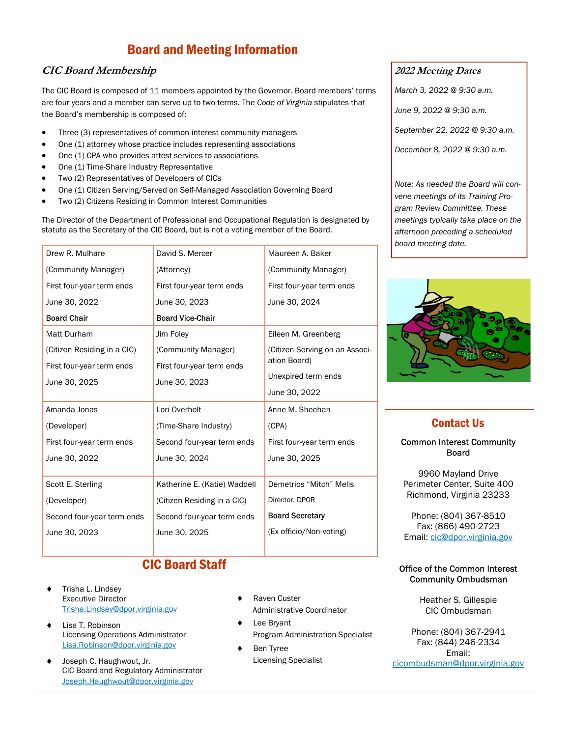# Board and Meeting Information

## CIC Board Membership

The CIC Board is composed of 11 members appointed by the Governor. Board members' terms are four years and a member can serve up to two terms. The *Code of Virginia* stipulates that the Board's membership is composed of:

- Three (3) representatives of common interest community managers
- One (1) attorney whose practice includes representing associations
- One (1) CPA who provides attest services to associations
- One (1) Time-Share Industry Representative
- Two (2) Representatives of Developers of CICs
- One (1) Citizen Serving/Served on Self-Managed Association Governing Board
- Two (2) Citizens Residing in Common Interest Communities

The Director of the Department of Professional and Occupational Regulation is designated by statute as the Secretary of the CIC Board, but is not a voting member of the Board.

| | | |
|---|---|---|
| Drew R. Mulhare<br>(Community Manager)<br>First four-year term ends<br>June 30, 2022<br>**Board Chair** | David S. Mercer<br>(Attorney)<br>First four-year term ends<br>June 30, 2023<br>**Board Vice-Chair** | Maureen A. Baker<br>(Community Manager)<br>First four-year term ends<br>June 30, 2024 |
| Matt Durham<br>(Citizen Residing in a CIC)<br>First four-year term ends<br>June 30, 2025 | Jim Foley<br>(Community Manager)<br>First four-year term ends<br>June 30, 2023 | Eileen M. Greenberg<br>(Citizen Serving on an Association Board)<br>Unexpired term ends<br>June 30, 2022 |
| Amanda Jonas<br>(Developer)<br>First four-year term ends<br>June 30, 2022 | Lori Overholt<br>(Time-Share Industry)<br>Second four-year term ends<br>June 30, 2024 | Anne M. Sheehan<br>(CPA)<br>First four-year term ends<br>June 30, 2025 |
| Scott E. Sterling<br>(Developer)<br>Second four-year term ends<br>June 30, 2023 | Katherine E. (Katie) Waddell<br>(Citizen Residing in a CIC)<br>Second four-year term ends<br>June 30, 2025 | Demetrios "Mitch" Melis<br>Director, DPOR<br>**Board Secretary**<br>(Ex officio/Non-voting) |

## CIC Board Staff

- Trisha L. Lindsey
  Executive Director
  Trisha.Lindsey@dpor.virginia.gov
- Lisa T. Robinson
  Licensing Operations Administrator
  Lisa.Robinson@dpor.virginia.gov
- Joseph C. Haughwout, Jr.
  CIC Board and Regulatory Administrator
  Joseph.Haughwout@dpor.virginia.gov
- Raven Custer
  Administrative Coordinator
- Lee Bryant
  Program Administration Specialist
- Ben Tyree
  Licensing Specialist

### *2022 Meeting Dates*

*March 3, 2022 @ 9:30 a.m.*

*June 9, 2022 @ 9:30 a.m.*

*September 22, 2022 @ 9:30 a.m.*

*December 8, 2022 @ 9:30 a.m.*

*Note: As needed the Board will convene meetings of its Training Program Review Committee. These meetings typically take place on the afternoon preceding a scheduled board meeting date.*

## Contact Us

Common Interest Community Board

9960 Mayland Drive
Perimeter Center, Suite 400
Richmond, Virginia 23233

Phone: (804) 367-8510
Fax: (866) 490-2723
Email: cic@dpor.virginia.gov

Office of the Common Interest Community Ombudsman

Heather S. Gillespie
CIC Ombudsman

Phone: (804) 367-2941
Fax: (844) 246-2334
Email:
cicombudsman@dpor.virginia.gov